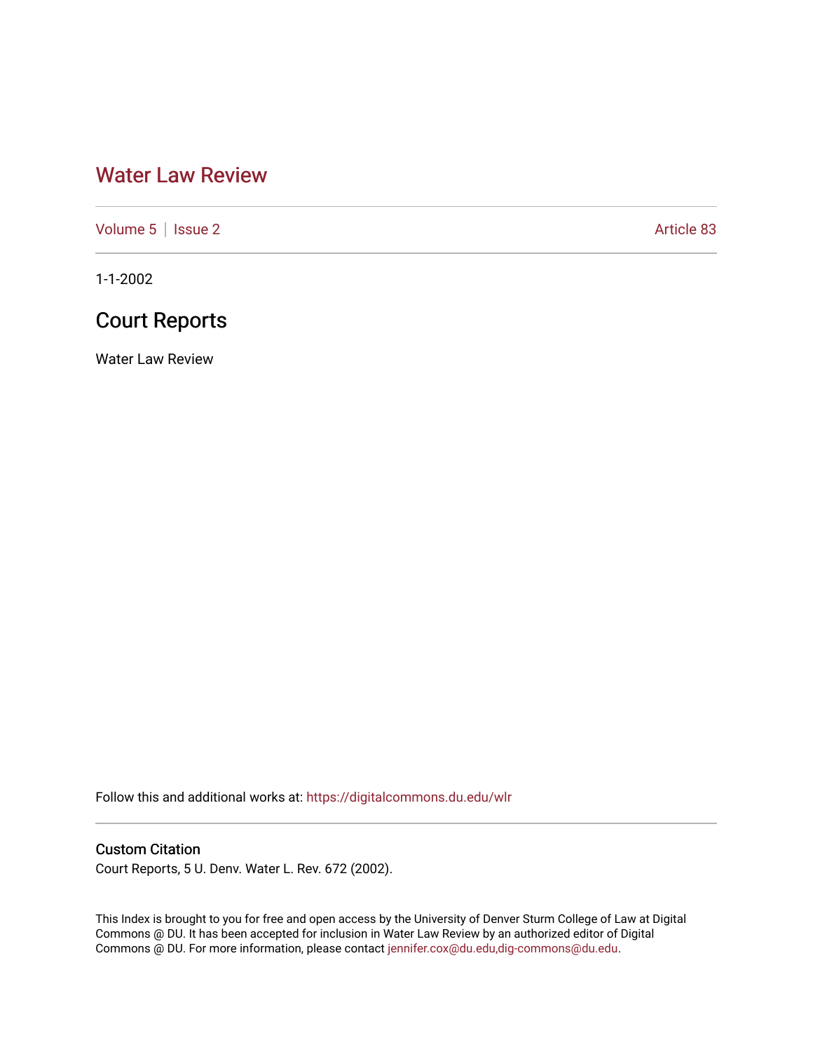# Water Law Review

Volume 5 | Issue 2 Article 83

1-1-2002

## Court Reports

Water Law Review

Follow this and additional works at: https://digitalcommons.du.edu/wlr

### Custom Citation

Court Reports, 5 U. Denv. Water L. Rev. 672 (2002).

This Index is brought to you for free and open access by the University of Denver Sturm College of Law at Digital Commons @ DU. It has been accepted for inclusion in Water Law Review by an authorized editor of Digital Commons @ DU. For more information, please contact jennifer.cox@du.edu,dig-commons@du.edu.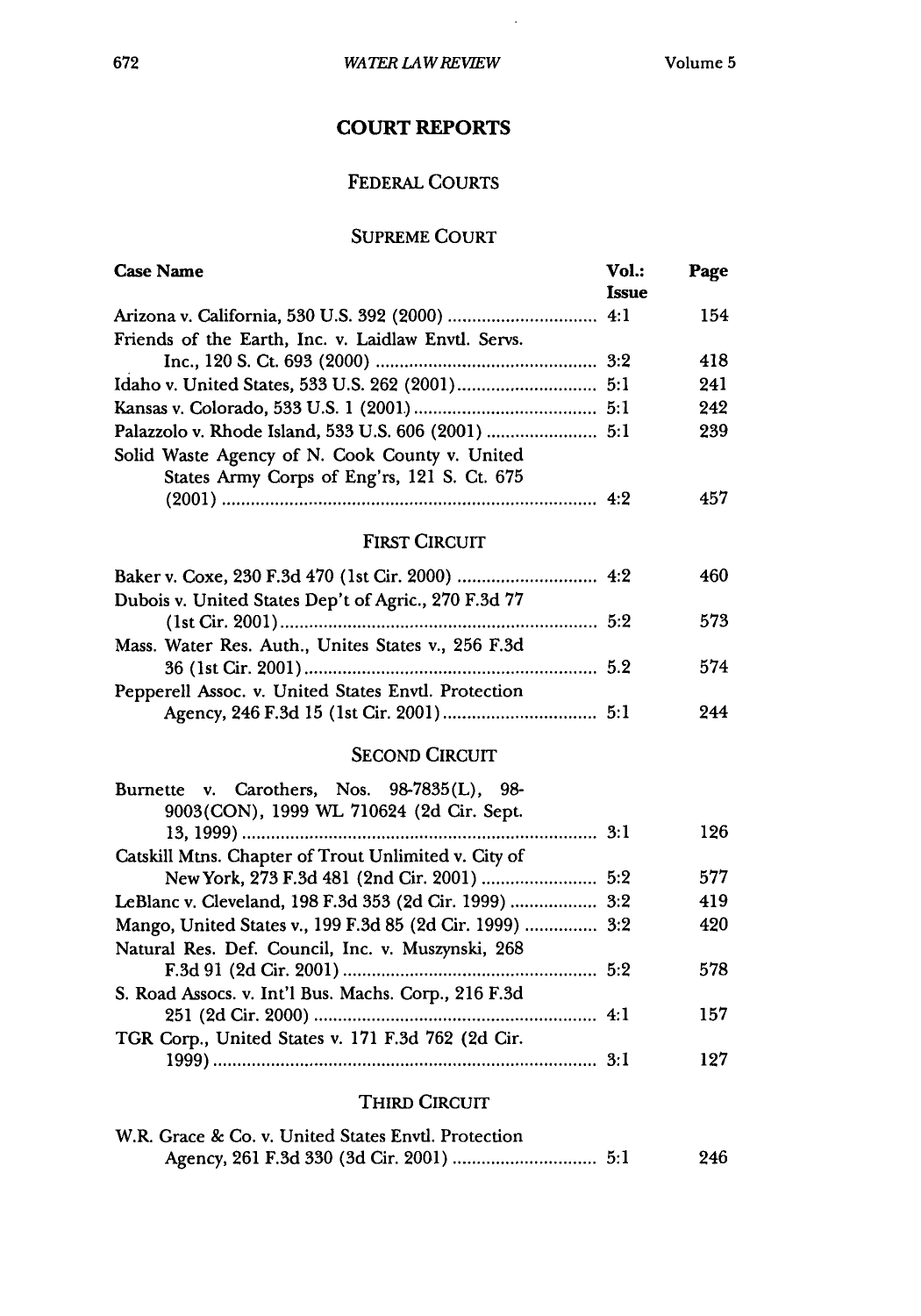# COURT REPORTS

## FEDERAL COURTS

### SUPREME COURT

| Case Name | Vol.: Issue | Page |
|---|---|---|
| Arizona v. California, 530 U.S. 392 (2000) | 4:1 | 154 |
| Friends of the Earth, Inc. v. Laidlaw Envtl. Servs. Inc., 120 S. Ct. 693 (2000) | 3:2 | 418 |
| Idaho v. United States, 533 U.S. 262 (2001) | 5:1 | 241 |
| Kansas v. Colorado, 533 U.S. 1 (2001) | 5:1 | 242 |
| Palazzolo v. Rhode Island, 533 U.S. 606 (2001) | 5:1 | 239 |
| Solid Waste Agency of N. Cook County v. United States Army Corps of Eng'rs, 121 S. Ct. 675 (2001) | 4:2 | 457 |

### FIRST CIRCUIT

| Case Name | Vol.: Issue | Page |
|---|---|---|
| Baker v. Coxe, 230 F.3d 470 (1st Cir. 2000) | 4:2 | 460 |
| Dubois v. United States Dep't of Agric., 270 F.3d 77 (1st Cir. 2001) | 5:2 | 573 |
| Mass. Water Res. Auth., Unites States v., 256 F.3d 36 (1st Cir. 2001) | 5.2 | 574 |
| Pepperell Assoc. v. United States Envtl. Protection Agency, 246 F.3d 15 (1st Cir. 2001) | 5:1 | 244 |

### SECOND CIRCUIT

| Case Name | Vol.: Issue | Page |
|---|---|---|
| Burnette v. Carothers, Nos. 98-7835(L), 98-9003(CON), 1999 WL 710624 (2d Cir. Sept. 13, 1999) | 3:1 | 126 |
| Catskill Mtns. Chapter of Trout Unlimited v. City of New York, 273 F.3d 481 (2nd Cir. 2001) | 5:2 | 577 |
| LeBlanc v. Cleveland, 198 F.3d 353 (2d Cir. 1999) | 3:2 | 419 |
| Mango, United States v., 199 F.3d 85 (2d Cir. 1999) | 3:2 | 420 |
| Natural Res. Def. Council, Inc. v. Muszynski, 268 F.3d 91 (2d Cir. 2001) | 5:2 | 578 |
| S. Road Assocs. v. Int'l Bus. Machs. Corp., 216 F.3d 251 (2d Cir. 2000) | 4:1 | 157 |
| TGR Corp., United States v. 171 F.3d 762 (2d Cir. 1999) | 3:1 | 127 |

### THIRD CIRCUIT

| Case Name | Vol.: Issue | Page |
|---|---|---|
| W.R. Grace & Co. v. United States Envtl. Protection Agency, 261 F.3d 330 (3d Cir. 2001) | 5:1 | 246 |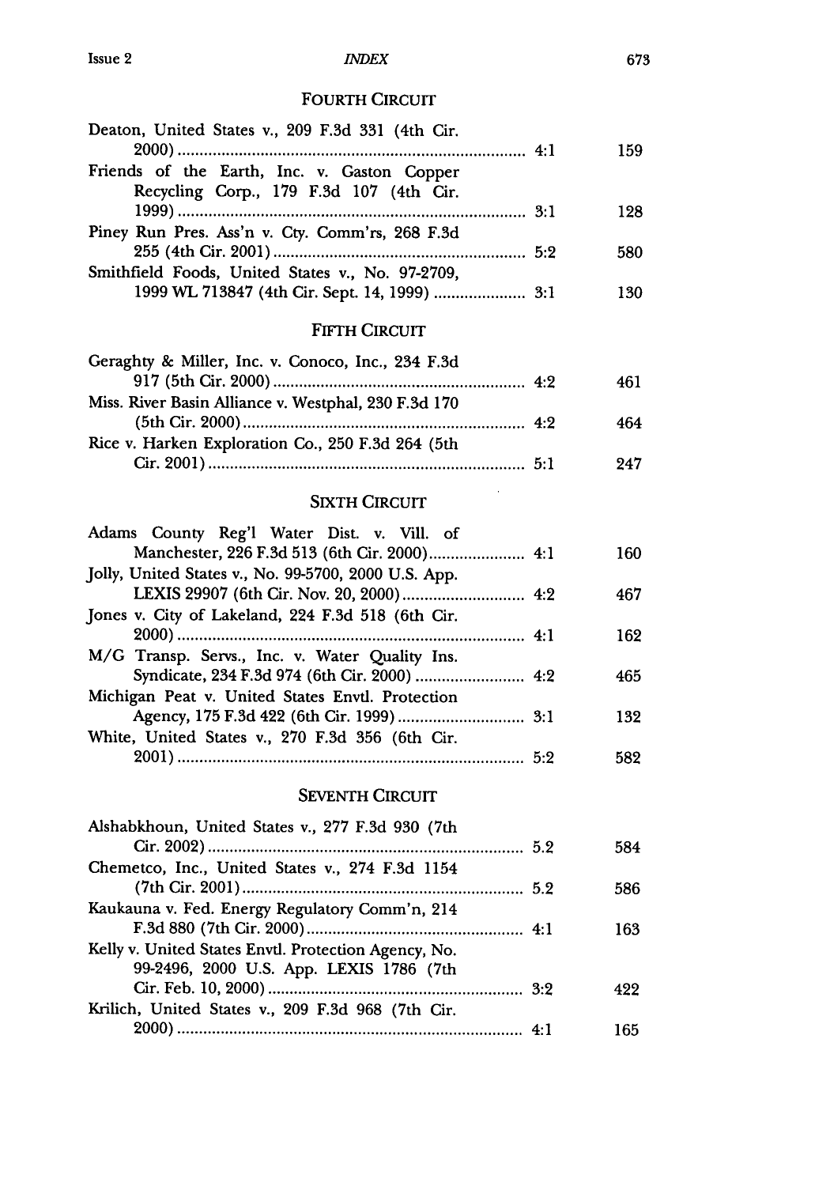## FOURTH CIRCUIT

| | | |
|---|---|---|
| Deaton, United States v., 209 F.3d 331 (4th Cir. 2000) | 4:1 | 159 |
| Friends of the Earth, Inc. v. Gaston Copper Recycling Corp., 179 F.3d 107 (4th Cir. 1999) | 3:1 | 128 |
| Piney Run Pres. Ass'n v. Cty. Comm'rs, 268 F.3d 255 (4th Cir. 2001) | 5:2 | 580 |
| Smithfield Foods, United States v., No. 97-2709, 1999 WL 713847 (4th Cir. Sept. 14, 1999) | 3:1 | 130 |

## FIFTH CIRCUIT

| | | |
|---|---|---|
| Geraghty & Miller, Inc. v. Conoco, Inc., 234 F.3d 917 (5th Cir. 2000) | 4:2 | 461 |
| Miss. River Basin Alliance v. Westphal, 230 F.3d 170 (5th Cir. 2000) | 4:2 | 464 |
| Rice v. Harken Exploration Co., 250 F.3d 264 (5th Cir. 2001) | 5:1 | 247 |

## SIXTH CIRCUIT

| | | |
|---|---|---|
| Adams County Reg'l Water Dist. v. Vill. of Manchester, 226 F.3d 513 (6th Cir. 2000) | 4:1 | 160 |
| Jolly, United States v., No. 99-5700, 2000 U.S. App. LEXIS 29907 (6th Cir. Nov. 20, 2000) | 4:2 | 467 |
| Jones v. City of Lakeland, 224 F.3d 518 (6th Cir. 2000) | 4:1 | 162 |
| M/G Transp. Servs., Inc. v. Water Quality Ins. Syndicate, 234 F.3d 974 (6th Cir. 2000) | 4:2 | 465 |
| Michigan Peat v. United States Envtl. Protection Agency, 175 F.3d 422 (6th Cir. 1999) | 3:1 | 132 |
| White, United States v., 270 F.3d 356 (6th Cir. 2001) | 5:2 | 582 |

## SEVENTH CIRCUIT

| | | |
|---|---|---|
| Alshabkhoun, United States v., 277 F.3d 930 (7th Cir. 2002) | 5.2 | 584 |
| Chemetco, Inc., United States v., 274 F.3d 1154 (7th Cir. 2001) | 5.2 | 586 |
| Kaukauna v. Fed. Energy Regulatory Comm'n, 214 F.3d 880 (7th Cir. 2000) | 4:1 | 163 |
| Kelly v. United States Envtl. Protection Agency, No. 99-2496, 2000 U.S. App. LEXIS 1786 (7th Cir. Feb. 10, 2000) | 3:2 | 422 |
| Krilich, United States v., 209 F.3d 968 (7th Cir. 2000) | 4:1 | 165 |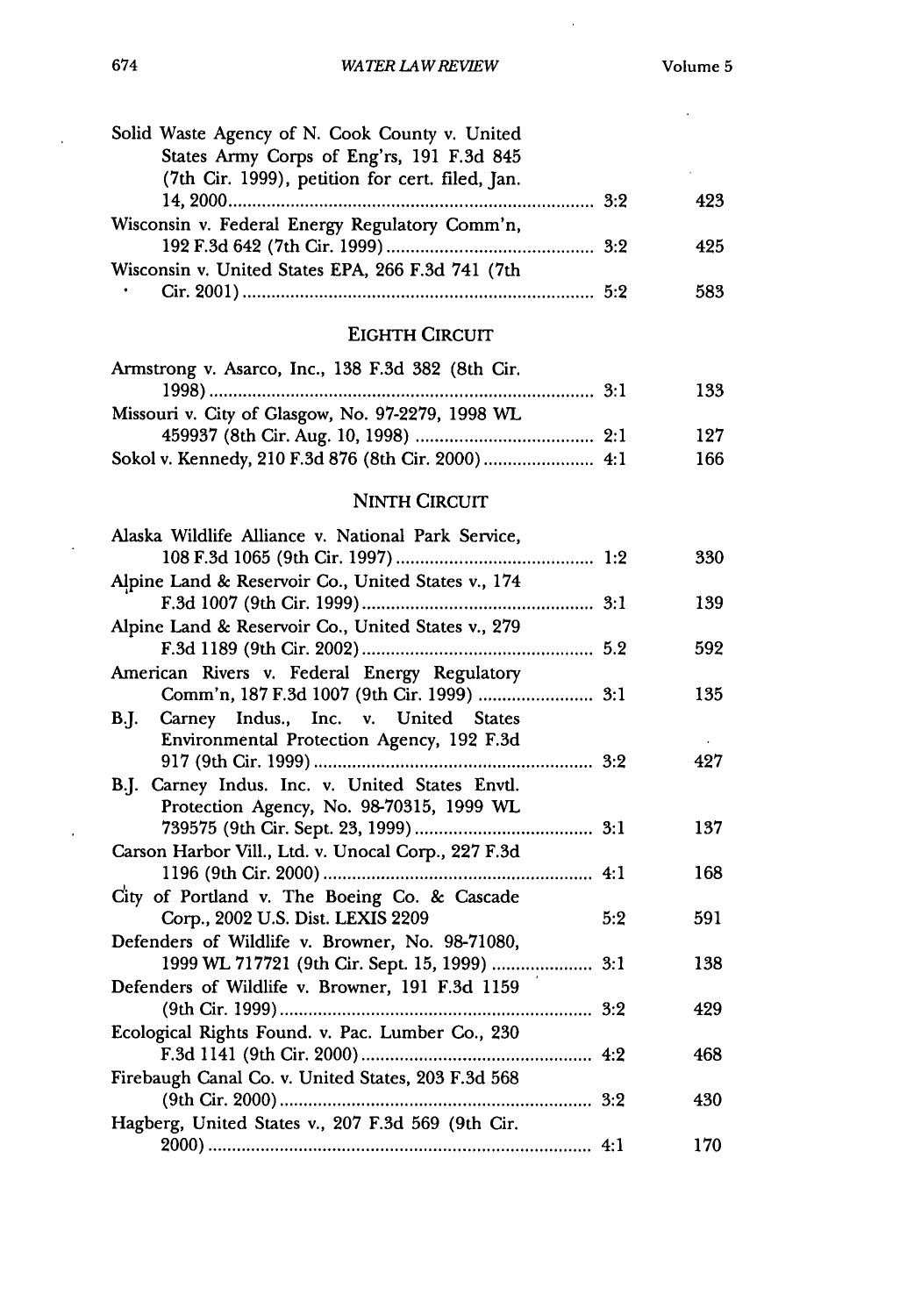| | | |
|---|---|---|
| Solid Waste Agency of N. Cook County v. United States Army Corps of Eng'rs, 191 F.3d 845 (7th Cir. 1999), petition for cert. filed, Jan. 14, 2000 | 3:2 | 423 |
| Wisconsin v. Federal Energy Regulatory Comm'n, 192 F.3d 642 (7th Cir. 1999) | 3:2 | 425 |
| Wisconsin v. United States EPA, 266 F.3d 741 (7th Cir. 2001) | 5:2 | 583 |

## EIGHTH CIRCUIT

| | | |
|---|---|---|
| Armstrong v. Asarco, Inc., 138 F.3d 382 (8th Cir. 1998) | 3:1 | 133 |
| Missouri v. City of Glasgow, No. 97-2279, 1998 WL 459937 (8th Cir. Aug. 10, 1998) | 2:1 | 127 |
| Sokol v. Kennedy, 210 F.3d 876 (8th Cir. 2000) | 4:1 | 166 |

## NINTH CIRCUIT

| | | |
|---|---|---|
| Alaska Wildlife Alliance v. National Park Service, 108 F.3d 1065 (9th Cir. 1997) | 1:2 | 330 |
| Alpine Land & Reservoir Co., United States v., 174 F.3d 1007 (9th Cir. 1999) | 3:1 | 139 |
| Alpine Land & Reservoir Co., United States v., 279 F.3d 1189 (9th Cir. 2002) | 5.2 | 592 |
| American Rivers v. Federal Energy Regulatory Comm'n, 187 F.3d 1007 (9th Cir. 1999) | 3:1 | 135 |
| B.J. Carney Indus., Inc. v. United States Environmental Protection Agency, 192 F.3d 917 (9th Cir. 1999) | 3:2 | 427 |
| B.J. Carney Indus. Inc. v. United States Envtl. Protection Agency, No. 98-70315, 1999 WL 739575 (9th Cir. Sept. 23, 1999) | 3:1 | 137 |
| Carson Harbor Vill., Ltd. v. Unocal Corp., 227 F.3d 1196 (9th Cir. 2000) | 4:1 | 168 |
| City of Portland v. The Boeing Co. & Cascade Corp., 2002 U.S. Dist. LEXIS 2209 | 5:2 | 591 |
| Defenders of Wildlife v. Browner, No. 98-71080, 1999 WL 717721 (9th Cir. Sept. 15, 1999) | 3:1 | 138 |
| Defenders of Wildlife v. Browner, 191 F.3d 1159 (9th Cir. 1999) | 3:2 | 429 |
| Ecological Rights Found. v. Pac. Lumber Co., 230 F.3d 1141 (9th Cir. 2000) | 4:2 | 468 |
| Firebaugh Canal Co. v. United States, 203 F.3d 568 (9th Cir. 2000) | 3:2 | 430 |
| Hagberg, United States v., 207 F.3d 569 (9th Cir. 2000) | 4:1 | 170 |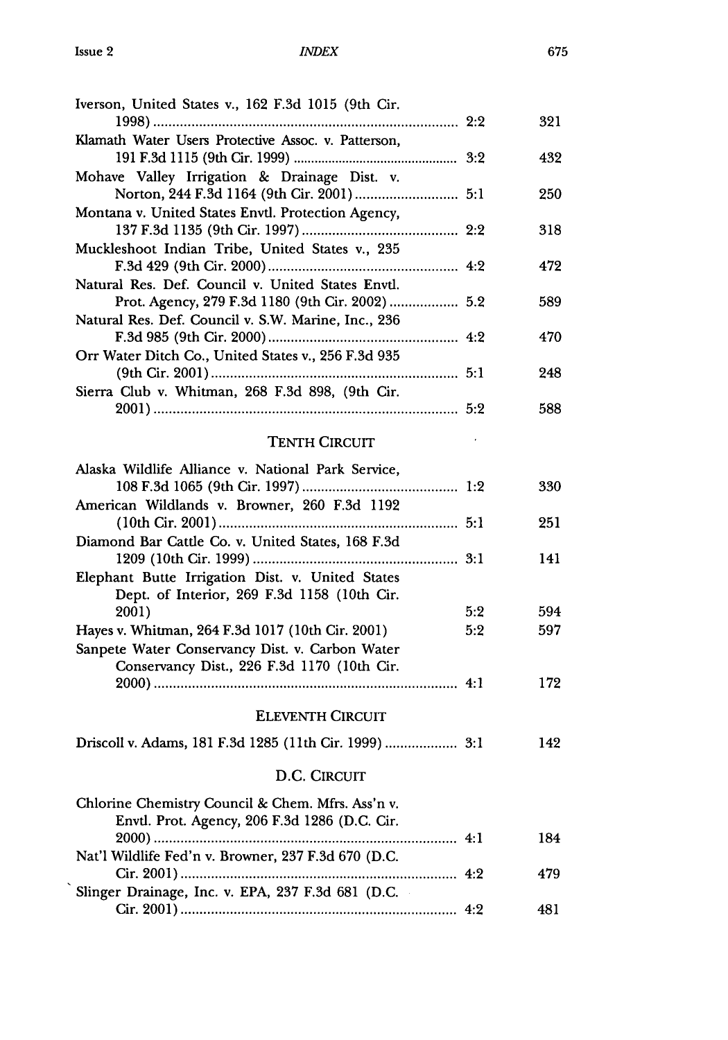| | | |
|---|---|---|
| Iverson, United States v., 162 F.3d 1015 (9th Cir. 1998) | 2:2 | 321 |
| Klamath Water Users Protective Assoc. v. Patterson, 191 F.3d 1115 (9th Cir. 1999) | 3:2 | 432 |
| Mohave Valley Irrigation & Drainage Dist. v. Norton, 244 F.3d 1164 (9th Cir. 2001) | 5:1 | 250 |
| Montana v. United States Envtl. Protection Agency, 137 F.3d 1135 (9th Cir. 1997) | 2:2 | 318 |
| Muckleshoot Indian Tribe, United States v., 235 F.3d 429 (9th Cir. 2000) | 4:2 | 472 |
| Natural Res. Def. Council v. United States Envtl. Prot. Agency, 279 F.3d 1180 (9th Cir. 2002) | 5.2 | 589 |
| Natural Res. Def. Council v. S.W. Marine, Inc., 236 F.3d 985 (9th Cir. 2000) | 4:2 | 470 |
| Orr Water Ditch Co., United States v., 256 F.3d 935 (9th Cir. 2001) | 5:1 | 248 |
| Sierra Club v. Whitman, 268 F.3d 898, (9th Cir. 2001) | 5:2 | 588 |

## TENTH CIRCUIT

| | | |
|---|---|---|
| Alaska Wildlife Alliance v. National Park Service, 108 F.3d 1065 (9th Cir. 1997) | 1:2 | 330 |
| American Wildlands v. Browner, 260 F.3d 1192 (10th Cir. 2001) | 5:1 | 251 |
| Diamond Bar Cattle Co. v. United States, 168 F.3d 1209 (10th Cir. 1999) | 3:1 | 141 |
| Elephant Butte Irrigation Dist. v. United States Dept. of Interior, 269 F.3d 1158 (10th Cir. 2001) | 5:2 | 594 |
| Hayes v. Whitman, 264 F.3d 1017 (10th Cir. 2001) | 5:2 | 597 |
| Sanpete Water Conservancy Dist. v. Carbon Water Conservancy Dist., 226 F.3d 1170 (10th Cir. 2000) | 4:1 | 172 |

## ELEVENTH CIRCUIT

| | | |
|---|---|---|
| Driscoll v. Adams, 181 F.3d 1285 (11th Cir. 1999) | 3:1 | 142 |

## D.C. CIRCUIT

| | | |
|---|---|---|
| Chlorine Chemistry Council & Chem. Mfrs. Ass'n v. Envtl. Prot. Agency, 206 F.3d 1286 (D.C. Cir. 2000) | 4:1 | 184 |
| Nat'l Wildlife Fed'n v. Browner, 237 F.3d 670 (D.C. Cir. 2001) | 4:2 | 479 |
| Slinger Drainage, Inc. v. EPA, 237 F.3d 681 (D.C. Cir. 2001) | 4:2 | 481 |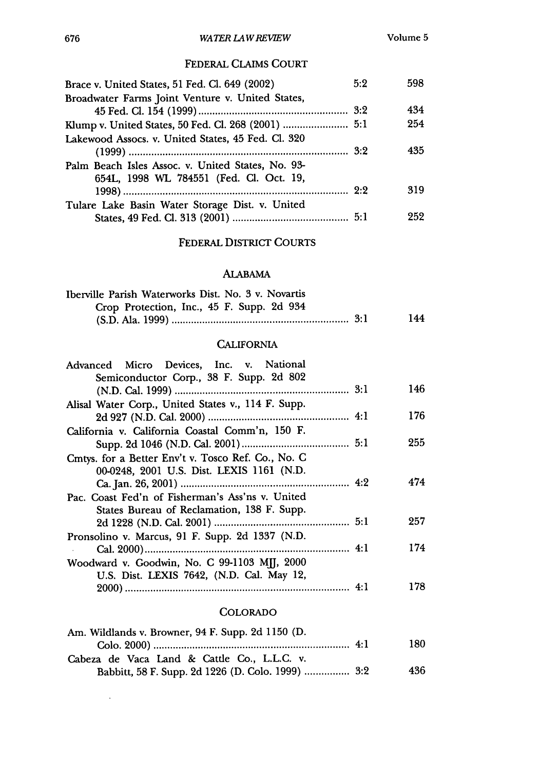## FEDERAL CLAIMS COURT

| Case | Issue | Page |
|---|---|---|
| Brace v. United States, 51 Fed. Cl. 649 (2002) | 5:2 | 598 |
| Broadwater Farms Joint Venture v. United States, 45 Fed. Cl. 154 (1999) | 3:2 | 434 |
| Klump v. United States, 50 Fed. Cl. 268 (2001) | 5:1 | 254 |
| Lakewood Assocs. v. United States, 45 Fed. Cl. 320 (1999) | 3:2 | 435 |
| Palm Beach Isles Assoc. v. United States, No. 93-654L, 1998 WL 784551 (Fed. Cl. Oct. 19, 1998) | 2:2 | 319 |
| Tulare Lake Basin Water Storage Dist. v. United States, 49 Fed. Cl. 313 (2001) | 5:1 | 252 |

## FEDERAL DISTRICT COURTS

### ALABAMA

| Case | Issue | Page |
|---|---|---|
| Iberville Parish Waterworks Dist. No. 3 v. Novartis Crop Protection, Inc., 45 F. Supp. 2d 934 (S.D. Ala. 1999) | 3:1 | 144 |

### CALIFORNIA

| Case | Issue | Page |
|---|---|---|
| Advanced Micro Devices, Inc. v. National Semiconductor Corp., 38 F. Supp. 2d 802 (N.D. Cal. 1999) | 3:1 | 146 |
| Alisal Water Corp., United States v., 114 F. Supp. 2d 927 (N.D. Cal. 2000) | 4:1 | 176 |
| California v. California Coastal Comm'n, 150 F. Supp. 2d 1046 (N.D. Cal. 2001) | 5:1 | 255 |
| Cmtys. for a Better Env't v. Tosco Ref. Co., No. C 00-0248, 2001 U.S. Dist. LEXIS 1161 (N.D. Ca. Jan. 26, 2001) | 4:2 | 474 |
| Pac. Coast Fed'n of Fisherman's Ass'ns v. United States Bureau of Reclamation, 138 F. Supp. 2d 1228 (N.D. Cal. 2001) | 5:1 | 257 |
| Pronsolino v. Marcus, 91 F. Supp. 2d 1337 (N.D. Cal. 2000) | 4:1 | 174 |
| Woodward v. Goodwin, No. C 99-1103 MJJ, 2000 U.S. Dist. LEXIS 7642, (N.D. Cal. May 12, 2000) | 4:1 | 178 |

### COLORADO

| Case | Issue | Page |
|---|---|---|
| Am. Wildlands v. Browner, 94 F. Supp. 2d 1150 (D. Colo. 2000) | 4:1 | 180 |
| Cabeza de Vaca Land & Cattle Co., L.L.C. v. Babbitt, 58 F. Supp. 2d 1226 (D. Colo. 1999) | 3:2 | 436 |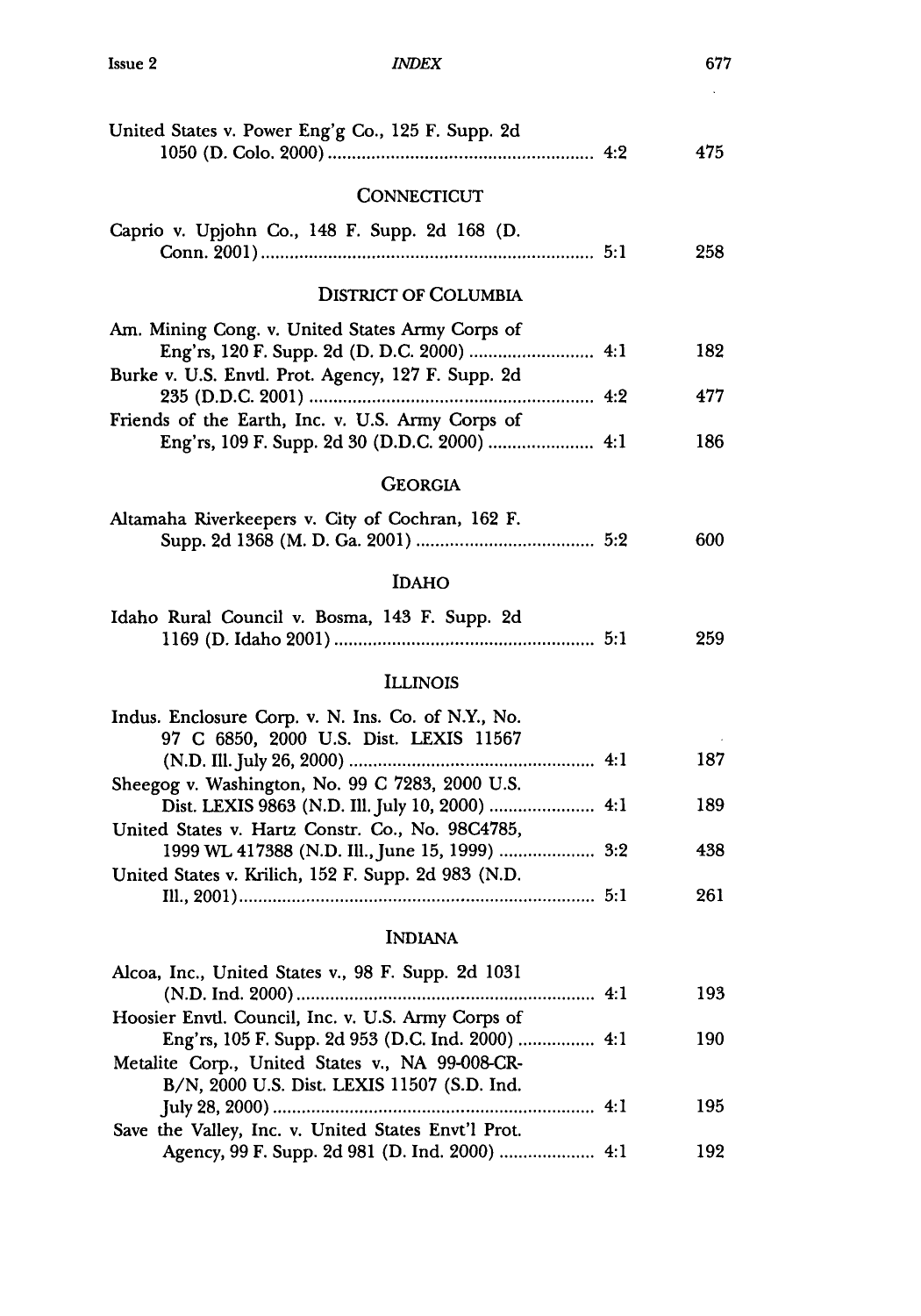United States v. Power Eng'g Co., 125 F. Supp. 2d 1050 (D. Colo. 2000) .......... 4:2 475

## CONNECTICUT

Caprio v. Upjohn Co., 148 F. Supp. 2d 168 (D. Conn. 2001) .......... 5:1 258

## DISTRICT OF COLUMBIA

Am. Mining Cong. v. United States Army Corps of Eng'rs, 120 F. Supp. 2d (D. D.C. 2000) .......... 4:1 182

Burke v. U.S. Envtl. Prot. Agency, 127 F. Supp. 2d 235 (D.D.C. 2001) .......... 4:2 477

Friends of the Earth, Inc. v. U.S. Army Corps of Eng'rs, 109 F. Supp. 2d 30 (D.D.C. 2000) .......... 4:1 186

## GEORGIA

Altamaha Riverkeepers v. City of Cochran, 162 F. Supp. 2d 1368 (M. D. Ga. 2001) .......... 5:2 600

## IDAHO

Idaho Rural Council v. Bosma, 143 F. Supp. 2d 1169 (D. Idaho 2001) .......... 5:1 259

## ILLINOIS

Indus. Enclosure Corp. v. N. Ins. Co. of N.Y., No. 97 C 6850, 2000 U.S. Dist. LEXIS 11567 (N.D. Ill. July 26, 2000) .......... 4:1 187

Sheegog v. Washington, No. 99 C 7283, 2000 U.S. Dist. LEXIS 9863 (N.D. Ill. July 10, 2000) .......... 4:1 189

United States v. Hartz Constr. Co., No. 98C4785, 1999 WL 417388 (N.D. Ill., June 15, 1999) .......... 3:2 438

United States v. Krilich, 152 F. Supp. 2d 983 (N.D. Ill., 2001) .......... 5:1 261

## INDIANA

Alcoa, Inc., United States v., 98 F. Supp. 2d 1031 (N.D. Ind. 2000) .......... 4:1 193

Hoosier Envtl. Council, Inc. v. U.S. Army Corps of Eng'rs, 105 F. Supp. 2d 953 (D.C. Ind. 2000) .......... 4:1 190

Metalite Corp., United States v., NA 99-008-CR-B/N, 2000 U.S. Dist. LEXIS 11507 (S.D. Ind. July 28, 2000) .......... 4:1 195

Save the Valley, Inc. v. United States Envt'l Prot. Agency, 99 F. Supp. 2d 981 (D. Ind. 2000) .......... 4:1 192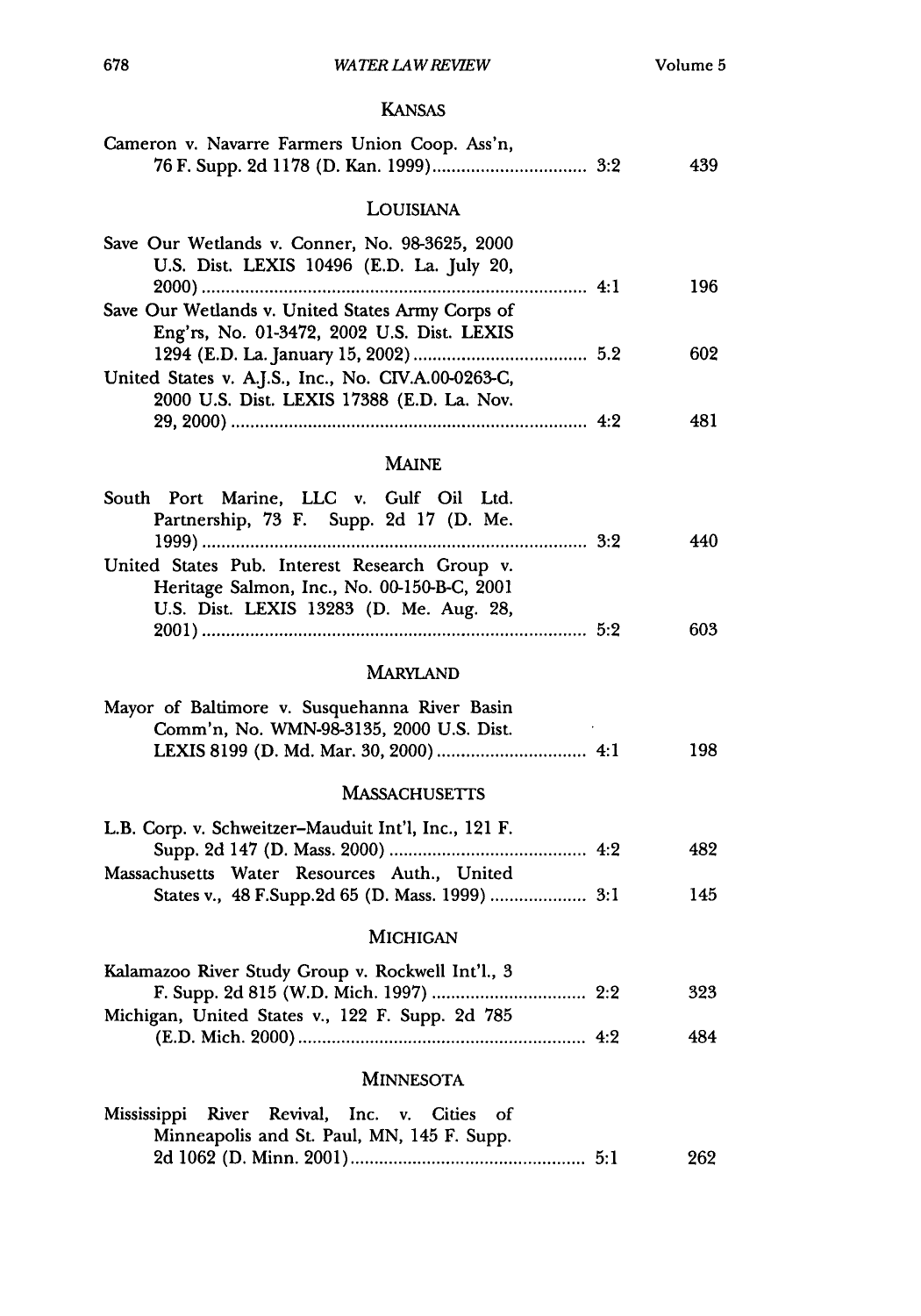### KANSAS

| | | |
|---|---|---|
| Cameron v. Navarre Farmers Union Coop. Ass'n, 76 F. Supp. 2d 1178 (D. Kan. 1999) | 3:2 | 439 |

### LOUISIANA

| | | |
|---|---|---|
| Save Our Wetlands v. Conner, No. 98-3625, 2000 U.S. Dist. LEXIS 10496 (E.D. La. July 20, 2000) | 4:1 | 196 |
| Save Our Wetlands v. United States Army Corps of Eng'rs, No. 01-3472, 2002 U.S. Dist. LEXIS 1294 (E.D. La. January 15, 2002) | 5.2 | 602 |
| United States v. A.J.S., Inc., No. CIV.A.00-0263-C, 2000 U.S. Dist. LEXIS 17388 (E.D. La. Nov. 29, 2000) | 4:2 | 481 |

### MAINE

| | | |
|---|---|---|
| South Port Marine, LLC v. Gulf Oil Ltd. Partnership, 73 F. Supp. 2d 17 (D. Me. 1999) | 3:2 | 440 |
| United States Pub. Interest Research Group v. Heritage Salmon, Inc., No. 00-150-B-C, 2001 U.S. Dist. LEXIS 13283 (D. Me. Aug. 28, 2001) | 5:2 | 603 |

### MARYLAND

| | | |
|---|---|---|
| Mayor of Baltimore v. Susquehanna River Basin Comm'n, No. WMN-98-3135, 2000 U.S. Dist. LEXIS 8199 (D. Md. Mar. 30, 2000) | 4:1 | 198 |

### MASSACHUSETTS

| | | |
|---|---|---|
| L.B. Corp. v. Schweitzer-Mauduit Int'l, Inc., 121 F. Supp. 2d 147 (D. Mass. 2000) | 4:2 | 482 |
| Massachusetts Water Resources Auth., United States v., 48 F.Supp.2d 65 (D. Mass. 1999) | 3:1 | 145 |

### MICHIGAN

| | | |
|---|---|---|
| Kalamazoo River Study Group v. Rockwell Int'l., 3 F. Supp. 2d 815 (W.D. Mich. 1997) | 2:2 | 323 |
| Michigan, United States v., 122 F. Supp. 2d 785 (E.D. Mich. 2000) | 4:2 | 484 |

### MINNESOTA

| | | |
|---|---|---|
| Mississippi River Revival, Inc. v. Cities of Minneapolis and St. Paul, MN, 145 F. Supp. 2d 1062 (D. Minn. 2001) | 5:1 | 262 |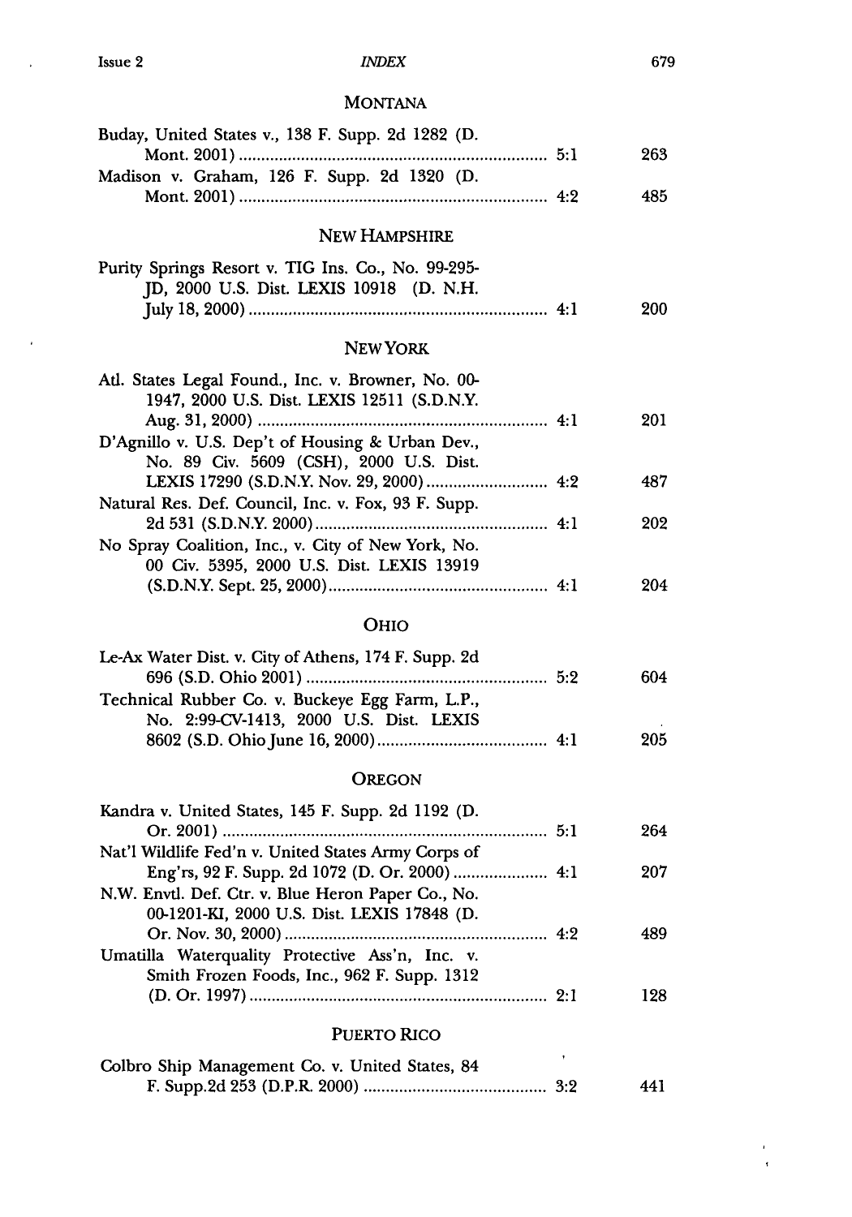## MONTANA

| | | |
|---|---|---|
| Buday, United States v., 138 F. Supp. 2d 1282 (D. Mont. 2001) | 5:1 | 263 |
| Madison v. Graham, 126 F. Supp. 2d 1320 (D. Mont. 2001) | 4:2 | 485 |

## NEW HAMPSHIRE

| | | |
|---|---|---|
| Purity Springs Resort v. TIG Ins. Co., No. 99-295-JD, 2000 U.S. Dist. LEXIS 10918 (D. N.H. July 18, 2000) | 4:1 | 200 |

## NEW YORK

| | | |
|---|---|---|
| Atl. States Legal Found., Inc. v. Browner, No. 00-1947, 2000 U.S. Dist. LEXIS 12511 (S.D.N.Y. Aug. 31, 2000) | 4:1 | 201 |
| D'Agnillo v. U.S. Dep't of Housing & Urban Dev., No. 89 Civ. 5609 (CSH), 2000 U.S. Dist. LEXIS 17290 (S.D.N.Y. Nov. 29, 2000) | 4:2 | 487 |
| Natural Res. Def. Council, Inc. v. Fox, 93 F. Supp. 2d 531 (S.D.N.Y. 2000) | 4:1 | 202 |
| No Spray Coalition, Inc., v. City of New York, No. 00 Civ. 5395, 2000 U.S. Dist. LEXIS 13919 (S.D.N.Y. Sept. 25, 2000) | 4:1 | 204 |

## OHIO

| | | |
|---|---|---|
| Le-Ax Water Dist. v. City of Athens, 174 F. Supp. 2d 696 (S.D. Ohio 2001) | 5:2 | 604 |
| Technical Rubber Co. v. Buckeye Egg Farm, L.P., No. 2:99-CV-1413, 2000 U.S. Dist. LEXIS 8602 (S.D. Ohio June 16, 2000) | 4:1 | 205 |

## OREGON

| | | |
|---|---|---|
| Kandra v. United States, 145 F. Supp. 2d 1192 (D. Or. 2001) | 5:1 | 264 |
| Nat'l Wildlife Fed'n v. United States Army Corps of Eng'rs, 92 F. Supp. 2d 1072 (D. Or. 2000) | 4:1 | 207 |
| N.W. Envtl. Def. Ctr. v. Blue Heron Paper Co., No. 00-1201-KI, 2000 U.S. Dist. LEXIS 17848 (D. Or. Nov. 30, 2000) | 4:2 | 489 |
| Umatilla Waterquality Protective Ass'n, Inc. v. Smith Frozen Foods, Inc., 962 F. Supp. 1312 (D. Or. 1997) | 2:1 | 128 |

## PUERTO RICO

| | | |
|---|---|---|
| Colbro Ship Management Co. v. United States, 84 F. Supp.2d 253 (D.P.R. 2000) | 3:2 | 441 |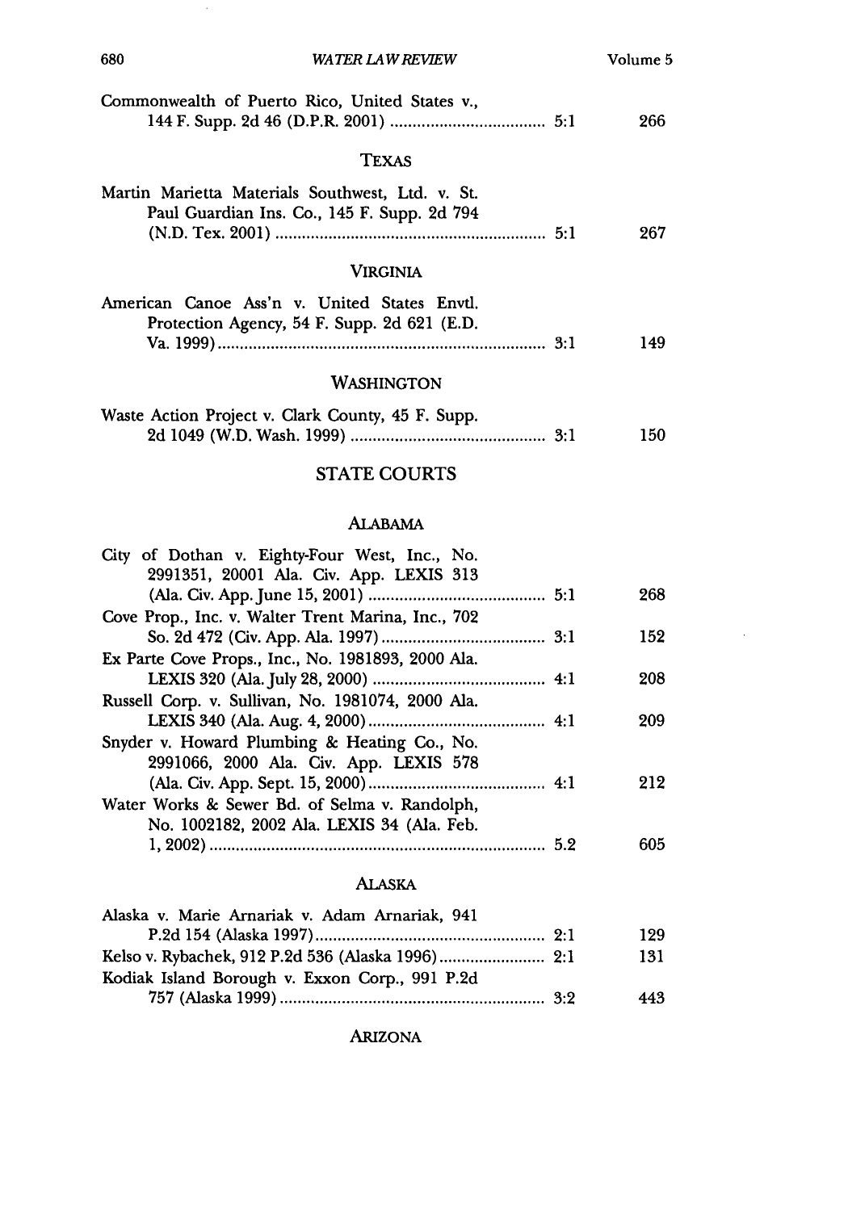Commonwealth of Puerto Rico, United States v., 144 F. Supp. 2d 46 (D.P.R. 2001) .................................. 5:1 266

### TEXAS

Martin Marietta Materials Southwest, Ltd. v. St. Paul Guardian Ins. Co., 145 F. Supp. 2d 794 (N.D. Tex. 2001) ............................................................ 5:1 267

### VIRGINIA

American Canoe Ass'n v. United States Envtl. Protection Agency, 54 F. Supp. 2d 621 (E.D. Va. 1999) ........................................................................ 3:1 149

### WASHINGTON

Waste Action Project v. Clark County, 45 F. Supp. 2d 1049 (W.D. Wash. 1999) .......................................... 3:1 150

## STATE COURTS

### ALABAMA

City of Dothan v. Eighty-Four West, Inc., No. 2991351, 20001 Ala. Civ. App. LEXIS 313 (Ala. Civ. App. June 15, 2001) ........................................ 5:1 268

Cove Prop., Inc. v. Walter Trent Marina, Inc., 702 So. 2d 472 (Civ. App. Ala. 1997) ..................................... 3:1 152

Ex Parte Cove Props., Inc., No. 1981893, 2000 Ala. LEXIS 320 (Ala. July 28, 2000) ....................................... 4:1 208

Russell Corp. v. Sullivan, No. 1981074, 2000 Ala. LEXIS 340 (Ala. Aug. 4, 2000) ........................................ 4:1 209

Snyder v. Howard Plumbing & Heating Co., No. 2991066, 2000 Ala. Civ. App. LEXIS 578 (Ala. Civ. App. Sept. 15, 2000) ....................................... 4:1 212

Water Works & Sewer Bd. of Selma v. Randolph, No. 1002182, 2002 Ala. LEXIS 34 (Ala. Feb. 1, 2002) ........................................................................... 5.2 605

### ALASKA

Alaska v. Marie Arnariak v. Adam Arnariak, 941 P.2d 154 (Alaska 1997) ................................................... 2:1 129

Kelso v. Rybachek, 912 P.2d 536 (Alaska 1996) ........................ 2:1 131

Kodiak Island Borough v. Exxon Corp., 991 P.2d 757 (Alaska 1999) ........................................................... 3:2 443

### ARIZONA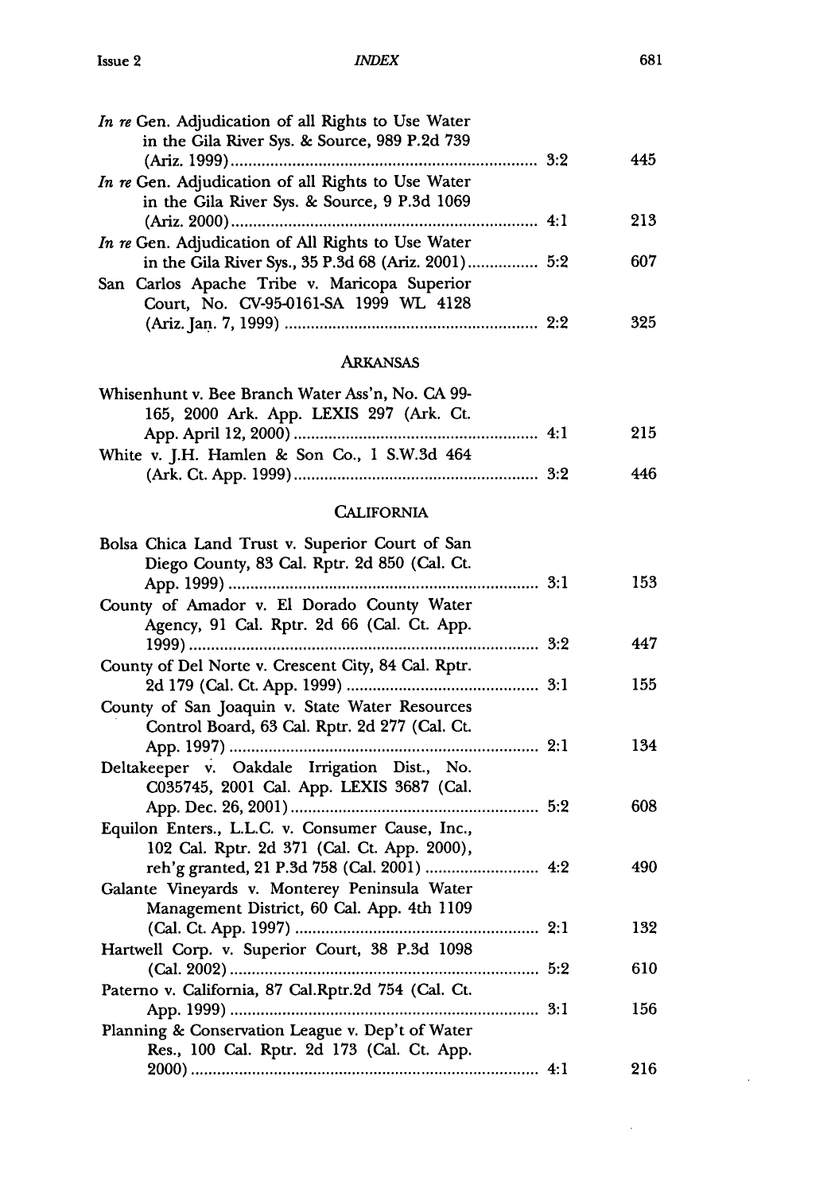| | | |
|---|---|---|
| *In re* Gen. Adjudication of all Rights to Use Water in the Gila River Sys. & Source, 989 P.2d 739 (Ariz. 1999) | 3:2 | 445 |
| *In re* Gen. Adjudication of all Rights to Use Water in the Gila River Sys. & Source, 9 P.3d 1069 (Ariz. 2000) | 4:1 | 213 |
| *In re* Gen. Adjudication of All Rights to Use Water in the Gila River Sys., 35 P.3d 68 (Ariz. 2001) | 5:2 | 607 |
| San Carlos Apache Tribe v. Maricopa Superior Court, No. CV-95-0161-SA 1999 WL 4128 (Ariz. Jan. 7, 1999) | 2:2 | 325 |

## ARKANSAS

| | | |
|---|---|---|
| Whisenhunt v. Bee Branch Water Ass'n, No. CA 99-165, 2000 Ark. App. LEXIS 297 (Ark. Ct. App. April 12, 2000) | 4:1 | 215 |
| White v. J.H. Hamlen & Son Co., 1 S.W.3d 464 (Ark. Ct. App. 1999) | 3:2 | 446 |

## CALIFORNIA

| | | |
|---|---|---|
| Bolsa Chica Land Trust v. Superior Court of San Diego County, 83 Cal. Rptr. 2d 850 (Cal. Ct. App. 1999) | 3:1 | 153 |
| County of Amador v. El Dorado County Water Agency, 91 Cal. Rptr. 2d 66 (Cal. Ct. App. 1999) | 3:2 | 447 |
| County of Del Norte v. Crescent City, 84 Cal. Rptr. 2d 179 (Cal. Ct. App. 1999) | 3:1 | 155 |
| County of San Joaquin v. State Water Resources Control Board, 63 Cal. Rptr. 2d 277 (Cal. Ct. App. 1997) | 2:1 | 134 |
| Deltakeeper v. Oakdale Irrigation Dist., No. C035745, 2001 Cal. App. LEXIS 3687 (Cal. App. Dec. 26, 2001) | 5:2 | 608 |
| Equilon Enters., L.L.C. v. Consumer Cause, Inc., 102 Cal. Rptr. 2d 371 (Cal. Ct. App. 2000), reh'g granted, 21 P.3d 758 (Cal. 2001) | 4:2 | 490 |
| Galante Vineyards v. Monterey Peninsula Water Management District, 60 Cal. App. 4th 1109 (Cal. Ct. App. 1997) | 2:1 | 132 |
| Hartwell Corp. v. Superior Court, 38 P.3d 1098 (Cal. 2002) | 5:2 | 610 |
| Paterno v. California, 87 Cal.Rptr.2d 754 (Cal. Ct. App. 1999) | 3:1 | 156 |
| Planning & Conservation League v. Dep't of Water Res., 100 Cal. Rptr. 2d 173 (Cal. Ct. App. 2000) | 4:1 | 216 |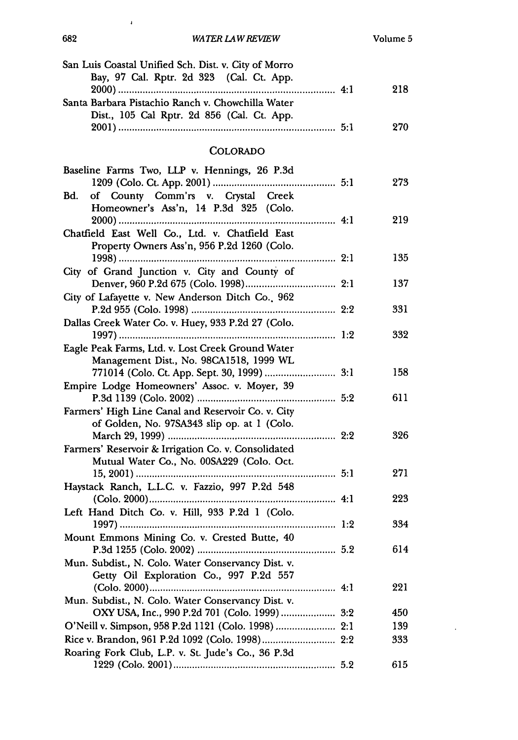| | | |
|---|---|---|
| San Luis Coastal Unified Sch. Dist. v. City of Morro Bay, 97 Cal. Rptr. 2d 323 (Cal. Ct. App. 2000) | 4:1 | 218 |
| Santa Barbara Pistachio Ranch v. Chowchilla Water Dist., 105 Cal Rptr. 2d 856 (Cal. Ct. App. 2001) | 5:1 | 270 |

## COLORADO

| | | |
|---|---|---|
| Baseline Farms Two, LLP v. Hennings, 26 P.3d 1209 (Colo. Ct. App. 2001) | 5:1 | 273 |
| Bd. of County Comm'rs v. Crystal Creek Homeowner's Ass'n, 14 P.3d 325 (Colo. 2000) | 4:1 | 219 |
| Chatfield East Well Co., Ltd. v. Chatfield East Property Owners Ass'n, 956 P.2d 1260 (Colo. 1998) | 2:1 | 135 |
| City of Grand Junction v. City and County of Denver, 960 P.2d 675 (Colo. 1998) | 2:1 | 137 |
| City of Lafayette v. New Anderson Ditch Co., 962 P.2d 955 (Colo. 1998) | 2:2 | 331 |
| Dallas Creek Water Co. v. Huey, 933 P.2d 27 (Colo. 1997) | 1:2 | 332 |
| Eagle Peak Farms, Ltd. v. Lost Creek Ground Water Management Dist., No. 98CA1518, 1999 WL 771014 (Colo. Ct. App. Sept. 30, 1999) | 3:1 | 158 |
| Empire Lodge Homeowners' Assoc. v. Moyer, 39 P.3d 1139 (Colo. 2002) | 5:2 | 611 |
| Farmers' High Line Canal and Reservoir Co. v. City of Golden, No. 97SA343 slip op. at 1 (Colo. March 29, 1999) | 2:2 | 326 |
| Farmers' Reservoir & Irrigation Co. v. Consolidated Mutual Water Co., No. 00SA229 (Colo. Oct. 15, 2001) | 5:1 | 271 |
| Haystack Ranch, L.L.C. v. Fazzio, 997 P.2d 548 (Colo. 2000) | 4:1 | 223 |
| Left Hand Ditch Co. v. Hill, 933 P.2d 1 (Colo. 1997) | 1:2 | 334 |
| Mount Emmons Mining Co. v. Crested Butte, 40 P.3d 1255 (Colo. 2002) | 5.2 | 614 |
| Mun. Subdist., N. Colo. Water Conservancy Dist. v. Getty Oil Exploration Co., 997 P.2d 557 (Colo. 2000) | 4:1 | 221 |
| Mun. Subdist., N. Colo. Water Conservancy Dist. v. OXY USA, Inc., 990 P.2d 701 (Colo. 1999) | 3:2 | 450 |
| O'Neill v. Simpson, 958 P.2d 1121 (Colo. 1998) | 2:1 | 139 |
| Rice v. Brandon, 961 P.2d 1092 (Colo. 1998) | 2:2 | 333 |
| Roaring Fork Club, L.P. v. St. Jude's Co., 36 P.3d 1229 (Colo. 2001) | 5.2 | 615 |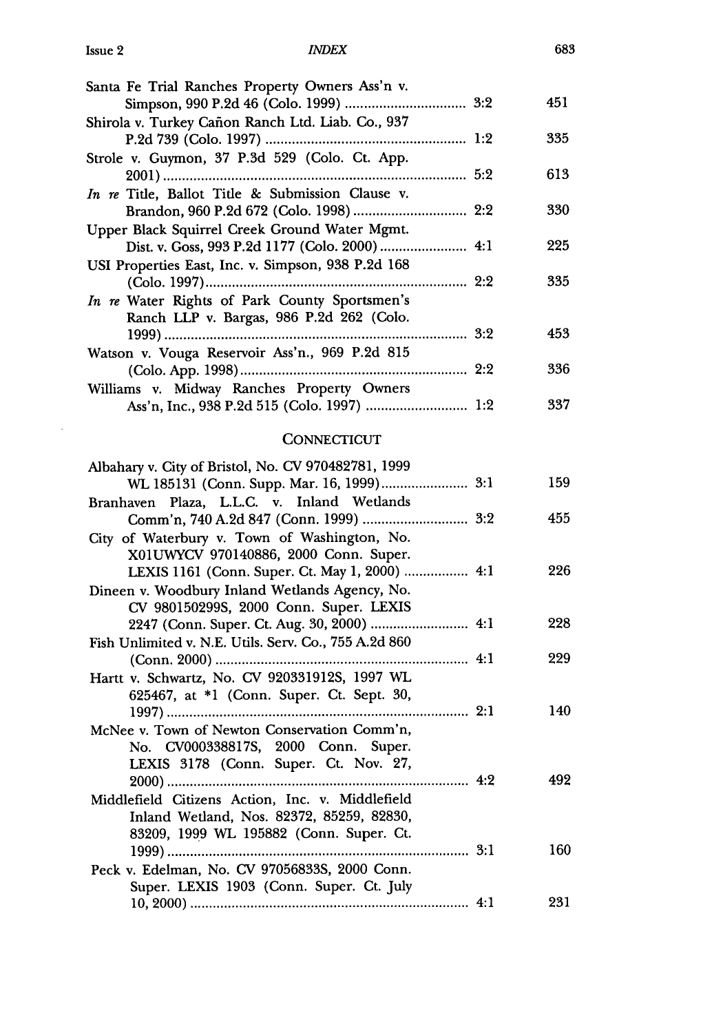| | | |
|---|---|---|
| Santa Fe Trial Ranches Property Owners Ass'n v. Simpson, 990 P.2d 46 (Colo. 1999) | 3:2 | 451 |
| Shirola v. Turkey Cañon Ranch Ltd. Liab. Co., 937 P.2d 739 (Colo. 1997) | 1:2 | 335 |
| Strole v. Guymon, 37 P.3d 529 (Colo. Ct. App. 2001) | 5:2 | 613 |
| *In re* Title, Ballot Title & Submission Clause v. Brandon, 960 P.2d 672 (Colo. 1998) | 2:2 | 330 |
| Upper Black Squirrel Creek Ground Water Mgmt. Dist. v. Goss, 993 P.2d 1177 (Colo. 2000) | 4:1 | 225 |
| USI Properties East, Inc. v. Simpson, 938 P.2d 168 (Colo. 1997) | 2:2 | 335 |
| *In re* Water Rights of Park County Sportsmen's Ranch LLP v. Bargas, 986 P.2d 262 (Colo. 1999) | 3:2 | 453 |
| Watson v. Vouga Reservoir Ass'n., 969 P.2d 815 (Colo. App. 1998) | 2:2 | 336 |
| Williams v. Midway Ranches Property Owners Ass'n, Inc., 938 P.2d 515 (Colo. 1997) | 1:2 | 337 |

## CONNECTICUT

| | | |
|---|---|---|
| Albahary v. City of Bristol, No. CV 970482781, 1999 WL 185131 (Conn. Supp. Mar. 16, 1999) | 3:1 | 159 |
| Branhaven Plaza, L.L.C. v. Inland Wetlands Comm'n, 740 A.2d 847 (Conn. 1999) | 3:2 | 455 |
| City of Waterbury v. Town of Washington, No. X01UWYCV 970140886, 2000 Conn. Super. LEXIS 1161 (Conn. Super. Ct. May 1, 2000) | 4:1 | 226 |
| Dineen v. Woodbury Inland Wetlands Agency, No. CV 980150299S, 2000 Conn. Super. LEXIS 2247 (Conn. Super. Ct. Aug. 30, 2000) | 4:1 | 228 |
| Fish Unlimited v. N.E. Utils. Serv. Co., 755 A.2d 860 (Conn. 2000) | 4:1 | 229 |
| Hartt v. Schwartz, No. CV 920331912S, 1997 WL 625467, at *1 (Conn. Super. Ct. Sept. 30, 1997) | 2:1 | 140 |
| McNee v. Town of Newton Conservation Comm'n, No. CV000338817S, 2000 Conn. Super. LEXIS 3178 (Conn. Super. Ct. Nov. 27, 2000) | 4:2 | 492 |
| Middlefield Citizens Action, Inc. v. Middlefield Inland Wetland, Nos. 82372, 85259, 82830, 83209, 1999 WL 195882 (Conn. Super. Ct. 1999) | 3:1 | 160 |
| Peck v. Edelman, No. CV 97056833S, 2000 Conn. Super. LEXIS 1903 (Conn. Super. Ct. July 10, 2000) | 4:1 | 231 |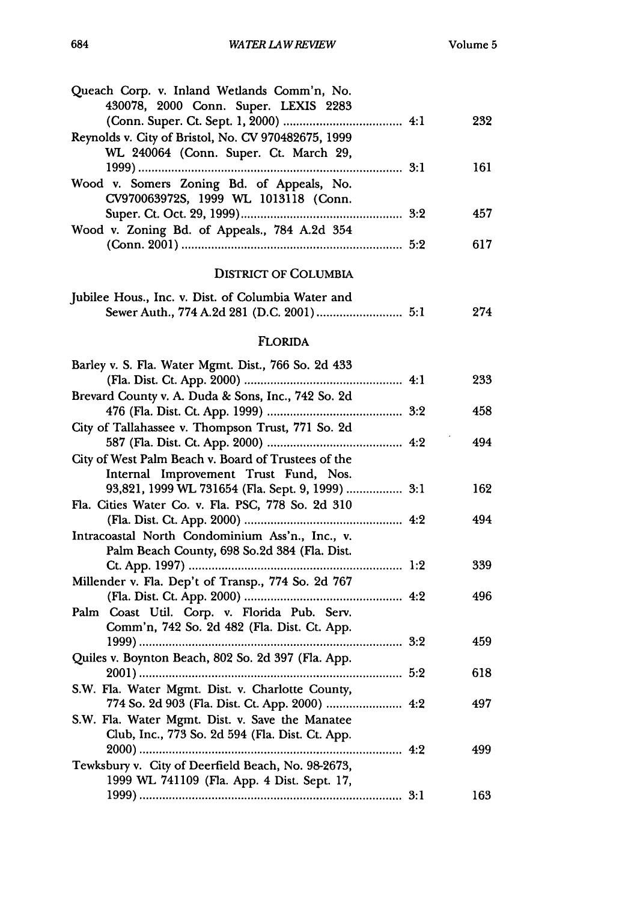| | | |
|---|---|---|
| Queach Corp. v. Inland Wetlands Comm'n, No. 430078, 2000 Conn. Super. LEXIS 2283 (Conn. Super. Ct. Sept. 1, 2000) | 4:1 | 232 |
| Reynolds v. City of Bristol, No. CV 970482675, 1999 WL 240064 (Conn. Super. Ct. March 29, 1999) | 3:1 | 161 |
| Wood v. Somers Zoning Bd. of Appeals, No. CV970063972S, 1999 WL 1013118 (Conn. Super. Ct. Oct. 29, 1999) | 3:2 | 457 |
| Wood v. Zoning Bd. of Appeals., 784 A.2d 354 (Conn. 2001) | 5:2 | 617 |

DISTRICT OF COLUMBIA

| | | |
|---|---|---|
| Jubilee Hous., Inc. v. Dist. of Columbia Water and Sewer Auth., 774 A.2d 281 (D.C. 2001) | 5:1 | 274 |

FLORIDA

| | | |
|---|---|---|
| Barley v. S. Fla. Water Mgmt. Dist., 766 So. 2d 433 (Fla. Dist. Ct. App. 2000) | 4:1 | 233 |
| Brevard County v. A. Duda & Sons, Inc., 742 So. 2d 476 (Fla. Dist. Ct. App. 1999) | 3:2 | 458 |
| City of Tallahassee v. Thompson Trust, 771 So. 2d 587 (Fla. Dist. Ct. App. 2000) | 4:2 | 494 |
| City of West Palm Beach v. Board of Trustees of the Internal Improvement Trust Fund, Nos. 93,821, 1999 WL 731654 (Fla. Sept. 9, 1999) | 3:1 | 162 |
| Fla. Cities Water Co. v. Fla. PSC, 778 So. 2d 310 (Fla. Dist. Ct. App. 2000) | 4:2 | 494 |
| Intracoastal North Condominium Ass'n., Inc., v. Palm Beach County, 698 So.2d 384 (Fla. Dist. Ct. App. 1997) | 1:2 | 339 |
| Millender v. Fla. Dep't of Transp., 774 So. 2d 767 (Fla. Dist. Ct. App. 2000) | 4:2 | 496 |
| Palm Coast Util. Corp. v. Florida Pub. Serv. Comm'n, 742 So. 2d 482 (Fla. Dist. Ct. App. 1999) | 3:2 | 459 |
| Quiles v. Boynton Beach, 802 So. 2d 397 (Fla. App. 2001) | 5:2 | 618 |
| S.W. Fla. Water Mgmt. Dist. v. Charlotte County, 774 So. 2d 903 (Fla. Dist. Ct. App. 2000) | 4:2 | 497 |
| S.W. Fla. Water Mgmt. Dist. v. Save the Manatee Club, Inc., 773 So. 2d 594 (Fla. Dist. Ct. App. 2000) | 4:2 | 499 |
| Tewksbury v. City of Deerfield Beach, No. 98-2673, 1999 WL 741109 (Fla. App. 4 Dist. Sept. 17, 1999) | 3:1 | 163 |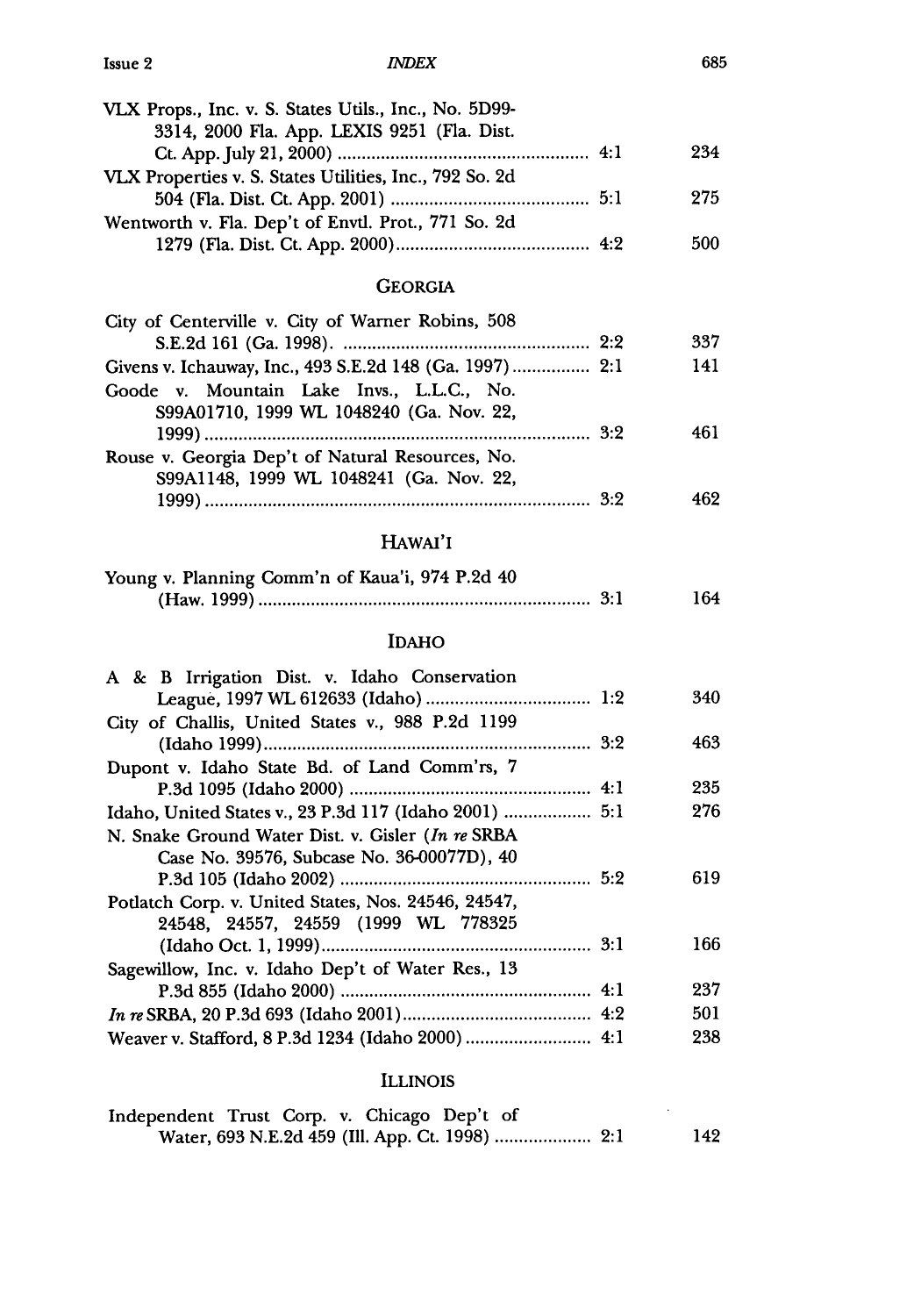VLX Props., Inc. v. S. States Utils., Inc., No. 5D99-3314, 2000 Fla. App. LEXIS 9251 (Fla. Dist. Ct. App. July 21, 2000) .......... 4:1 — 234

VLX Properties v. S. States Utilities, Inc., 792 So. 2d 504 (Fla. Dist. Ct. App. 2001) .......... 5:1 — 275

Wentworth v. Fla. Dep't of Envtl. Prot., 771 So. 2d 1279 (Fla. Dist. Ct. App. 2000) .......... 4:2 — 500

## GEORGIA

City of Centerville v. City of Warner Robins, 508 S.E.2d 161 (Ga. 1998). .......... 2:2 — 337

Givens v. Ichauway, Inc., 493 S.E.2d 148 (Ga. 1997) .......... 2:1 — 141

Goode v. Mountain Lake Invs., L.L.C., No. S99A01710, 1999 WL 1048240 (Ga. Nov. 22, 1999) .......... 3:2 — 461

Rouse v. Georgia Dep't of Natural Resources, No. S99A1148, 1999 WL 1048241 (Ga. Nov. 22, 1999) .......... 3:2 — 462

## HAWAI'I

Young v. Planning Comm'n of Kaua'i, 974 P.2d 40 (Haw. 1999) .......... 3:1 — 164

## IDAHO

A & B Irrigation Dist. v. Idaho Conservation League, 1997 WL 612633 (Idaho) .......... 1:2 — 340

City of Challis, United States v., 988 P.2d 1199 (Idaho 1999) .......... 3:2 — 463

Dupont v. Idaho State Bd. of Land Comm'rs, 7 P.3d 1095 (Idaho 2000) .......... 4:1 — 235

Idaho, United States v., 23 P.3d 117 (Idaho 2001) .......... 5:1 — 276

N. Snake Ground Water Dist. v. Gisler (*In re* SRBA Case No. 39576, Subcase No. 36-00077D), 40 P.3d 105 (Idaho 2002) .......... 5:2 — 619

Potlatch Corp. v. United States, Nos. 24546, 24547, 24548, 24557, 24559 (1999 WL 778325 (Idaho Oct. 1, 1999) .......... 3:1 — 166

Sagewillow, Inc. v. Idaho Dep't of Water Res., 13 P.3d 855 (Idaho 2000) .......... 4:1 — 237

*In re* SRBA, 20 P.3d 693 (Idaho 2001) .......... 4:2 — 501

Weaver v. Stafford, 8 P.3d 1234 (Idaho 2000) .......... 4:1 — 238

## ILLINOIS

Independent Trust Corp. v. Chicago Dep't of Water, 693 N.E.2d 459 (Ill. App. Ct. 1998) .......... 2:1 — 142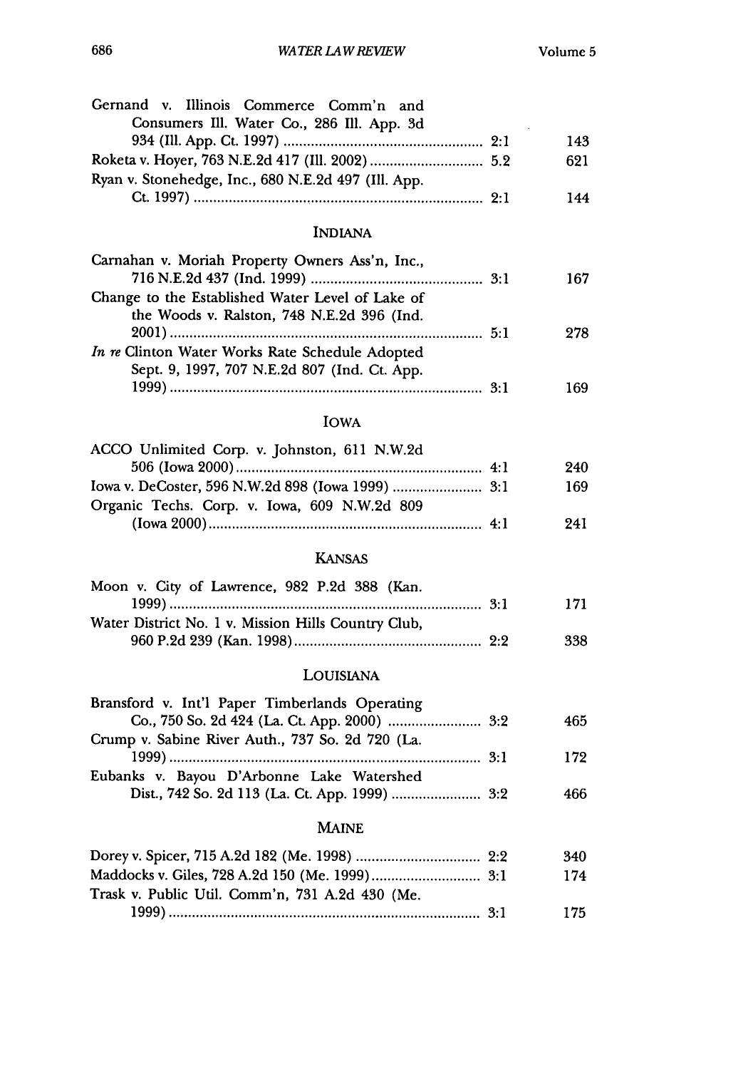| | | |
|---|---|---|
| Gernand v. Illinois Commerce Comm'n and Consumers Ill. Water Co., 286 Ill. App. 3d 934 (Ill. App. Ct. 1997) | 2:1 | 143 |
| Roketa v. Hoyer, 763 N.E.2d 417 (Ill. 2002) | 5.2 | 621 |
| Ryan v. Stonehedge, Inc., 680 N.E.2d 497 (Ill. App. Ct. 1997) | 2:1 | 144 |

## INDIANA

| | | |
|---|---|---|
| Carnahan v. Moriah Property Owners Ass'n, Inc., 716 N.E.2d 437 (Ind. 1999) | 3:1 | 167 |
| Change to the Established Water Level of Lake of the Woods v. Ralston, 748 N.E.2d 396 (Ind. 2001) | 5:1 | 278 |
| *In re* Clinton Water Works Rate Schedule Adopted Sept. 9, 1997, 707 N.E.2d 807 (Ind. Ct. App. 1999) | 3:1 | 169 |

## IOWA

| | | |
|---|---|---|
| ACCO Unlimited Corp. v. Johnston, 611 N.W.2d 506 (Iowa 2000) | 4:1 | 240 |
| Iowa v. DeCoster, 596 N.W.2d 898 (Iowa 1999) | 3:1 | 169 |
| Organic Techs. Corp. v. Iowa, 609 N.W.2d 809 (Iowa 2000) | 4:1 | 241 |

## KANSAS

| | | |
|---|---|---|
| Moon v. City of Lawrence, 982 P.2d 388 (Kan. 1999) | 3:1 | 171 |
| Water District No. 1 v. Mission Hills Country Club, 960 P.2d 239 (Kan. 1998) | 2:2 | 338 |

## LOUISIANA

| | | |
|---|---|---|
| Bransford v. Int'l Paper Timberlands Operating Co., 750 So. 2d 424 (La. Ct. App. 2000) | 3:2 | 465 |
| Crump v. Sabine River Auth., 737 So. 2d 720 (La. 1999) | 3:1 | 172 |
| Eubanks v. Bayou D'Arbonne Lake Watershed Dist., 742 So. 2d 113 (La. Ct. App. 1999) | 3:2 | 466 |

## MAINE

| | | |
|---|---|---|
| Dorey v. Spicer, 715 A.2d 182 (Me. 1998) | 2:2 | 340 |
| Maddocks v. Giles, 728 A.2d 150 (Me. 1999) | 3:1 | 174 |
| Trask v. Public Util. Comm'n, 731 A.2d 430 (Me. 1999) | 3:1 | 175 |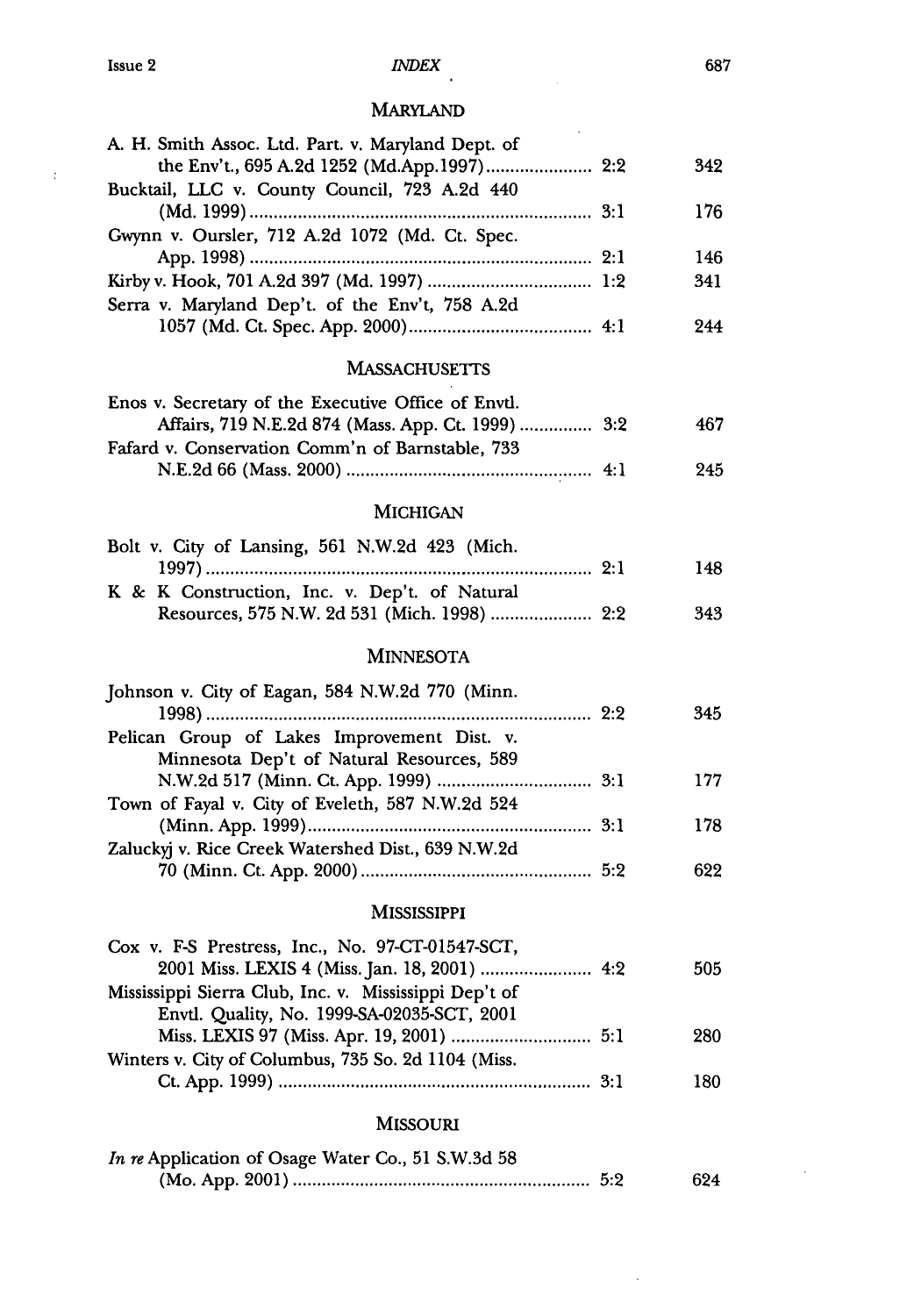## MARYLAND

| Case | Issue | Page |
|---|---|---|
| A. H. Smith Assoc. Ltd. Part. v. Maryland Dept. of the Env't., 695 A.2d 1252 (Md.App.1997) | 2:2 | 342 |
| Bucktail, LLC v. County Council, 723 A.2d 440 (Md. 1999) | 3:1 | 176 |
| Gwynn v. Oursler, 712 A.2d 1072 (Md. Ct. Spec. App. 1998) | 2:1 | 146 |
| Kirby v. Hook, 701 A.2d 397 (Md. 1997) | 1:2 | 341 |
| Serra v. Maryland Dep't. of the Env't, 758 A.2d 1057 (Md. Ct. Spec. App. 2000) | 4:1 | 244 |

## MASSACHUSETTS

| Case | Issue | Page |
|---|---|---|
| Enos v. Secretary of the Executive Office of Envtl. Affairs, 719 N.E.2d 874 (Mass. App. Ct. 1999) | 3:2 | 467 |
| Fafard v. Conservation Comm'n of Barnstable, 733 N.E.2d 66 (Mass. 2000) | 4:1 | 245 |

## MICHIGAN

| Case | Issue | Page |
|---|---|---|
| Bolt v. City of Lansing, 561 N.W.2d 423 (Mich. 1997) | 2:1 | 148 |
| K & K Construction, Inc. v. Dep't. of Natural Resources, 575 N.W. 2d 531 (Mich. 1998) | 2:2 | 343 |

## MINNESOTA

| Case | Issue | Page |
|---|---|---|
| Johnson v. City of Eagan, 584 N.W.2d 770 (Minn. 1998) | 2:2 | 345 |
| Pelican Group of Lakes Improvement Dist. v. Minnesota Dep't of Natural Resources, 589 N.W.2d 517 (Minn. Ct. App. 1999) | 3:1 | 177 |
| Town of Fayal v. City of Eveleth, 587 N.W.2d 524 (Minn. App. 1999) | 3:1 | 178 |
| Zaluckyj v. Rice Creek Watershed Dist., 639 N.W.2d 70 (Minn. Ct. App. 2000) | 5:2 | 622 |

## MISSISSIPPI

| Case | Issue | Page |
|---|---|---|
| Cox v. F-S Prestress, Inc., No. 97-CT-01547-SCT, 2001 Miss. LEXIS 4 (Miss. Jan. 18, 2001) | 4:2 | 505 |
| Mississippi Sierra Club, Inc. v. Mississippi Dep't of Envtl. Quality, No. 1999-SA-02035-SCT, 2001 Miss. LEXIS 97 (Miss. Apr. 19, 2001) | 5:1 | 280 |
| Winters v. City of Columbus, 735 So. 2d 1104 (Miss. Ct. App. 1999) | 3:1 | 180 |

## MISSOURI

| Case | Issue | Page |
|---|---|---|
| *In re* Application of Osage Water Co., 51 S.W.3d 58 (Mo. App. 2001) | 5:2 | 624 |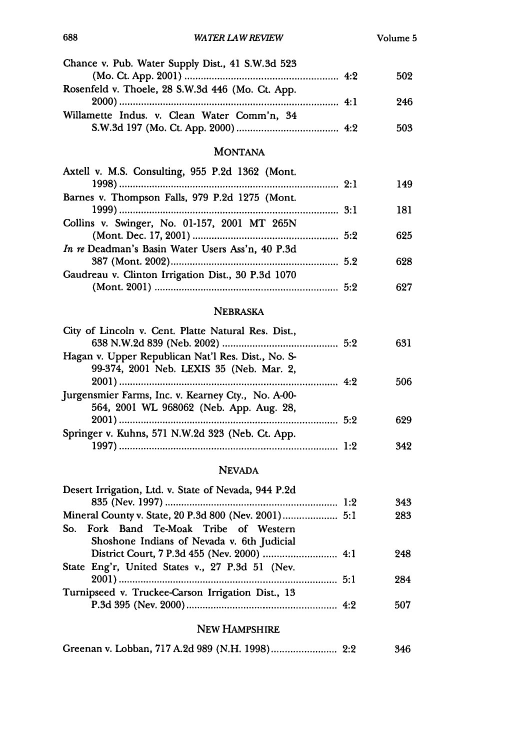Chance v. Pub. Water Supply Dist., 41 S.W.3d 523 (Mo. Ct. App. 2001) ........ 4:2 502

Rosenfeld v. Thoele, 28 S.W.3d 446 (Mo. Ct. App. 2000) ........ 4:1 246

Willamette Indus. v. Clean Water Comm'n, 34 S.W.3d 197 (Mo. Ct. App. 2000) ........ 4:2 503

## MONTANA

Axtell v. M.S. Consulting, 955 P.2d 1362 (Mont. 1998) ........ 2:1 149

Barnes v. Thompson Falls, 979 P.2d 1275 (Mont. 1999) ........ 3:1 181

Collins v. Swinger, No. 01-157, 2001 MT 265N (Mont. Dec. 17, 2001) ........ 5:2 625

*In re* Deadman's Basin Water Users Ass'n, 40 P.3d 387 (Mont. 2002) ........ 5.2 628

Gaudreau v. Clinton Irrigation Dist., 30 P.3d 1070 (Mont. 2001) ........ 5:2 627

## NEBRASKA

City of Lincoln v. Cent. Platte Natural Res. Dist., 638 N.W.2d 839 (Neb. 2002) ........ 5:2 631

Hagan v. Upper Republican Nat'l Res. Dist., No. S-99-374, 2001 Neb. LEXIS 35 (Neb. Mar. 2, 2001) ........ 4:2 506

Jurgensmier Farms, Inc. v. Kearney Cty., No. A-00-564, 2001 WL 968062 (Neb. App. Aug. 28, 2001) ........ 5:2 629

Springer v. Kuhns, 571 N.W.2d 323 (Neb. Ct. App. 1997) ........ 1:2 342

## NEVADA

Desert Irrigation, Ltd. v. State of Nevada, 944 P.2d 835 (Nev. 1997) ........ 1:2 343

Mineral County v. State, 20 P.3d 800 (Nev. 2001) ........ 5:1 283

So. Fork Band Te-Moak Tribe of Western Shoshone Indians of Nevada v. 6th Judicial District Court, 7 P.3d 455 (Nev. 2000) ........ 4:1 248

State Eng'r, United States v., 27 P.3d 51 (Nev. 2001) ........ 5:1 284

Turnipseed v. Truckee-Carson Irrigation Dist., 13 P.3d 395 (Nev. 2000) ........ 4:2 507

## NEW HAMPSHIRE

Greenan v. Lobban, 717 A.2d 989 (N.H. 1998) ........ 2:2 346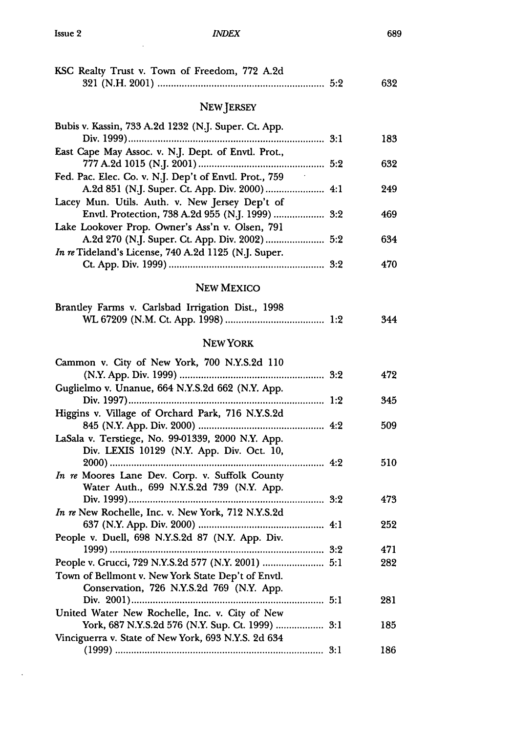KSC Realty Trust v. Town of Freedom, 772 A.2d 321 (N.H. 2001) .............................................................. 5:2 632

## NEW JERSEY

Bubis v. Kassin, 733 A.2d 1232 (N.J. Super. Ct. App. Div. 1999)........................................................................ 3:1 183

East Cape May Assoc. v. N.J. Dept. of Envtl. Prot., 777 A.2d 1015 (N.J. 2001)............................................... 5:2 632

Fed. Pac. Elec. Co. v. N.J. Dep't of Envtl. Prot., 759 A.2d 851 (N.J. Super. Ct. App. Div. 2000)...................... 4:1 249

Lacey Mun. Utils. Auth. v. New Jersey Dep't of Envtl. Protection, 738 A.2d 955 (N.J. 1999) ................... 3:2 469

Lake Lookover Prop. Owner's Ass'n v. Olsen, 791 A.2d 270 (N.J. Super. Ct. App. Div. 2002)...................... 5:2 634

*In re* Tideland's License, 740 A.2d 1125 (N.J. Super. Ct. App. Div. 1999) .......................................................... 3:2 470

## NEW MEXICO

Brantley Farms v. Carlsbad Irrigation Dist., 1998 WL 67209 (N.M. Ct. App. 1998) ..................................... 1:2 344

## NEW YORK

Cammon v. City of New York, 700 N.Y.S.2d 110 (N.Y. App. Div. 1999) ....................................................... 3:2 472

Guglielmo v. Unanue, 664 N.Y.S.2d 662 (N.Y. App. Div. 1997)......................................................................... 1:2 345

Higgins v. Village of Orchard Park, 716 N.Y.S.2d 845 (N.Y. App. Div. 2000) ............................................... 4:2 509

LaSala v. Terstiege, No. 99-01339, 2000 N.Y. App. Div. LEXIS 10129 (N.Y. App. Div. Oct. 10, 2000) ............................................................................... 4:2 510

*In re* Moores Lane Dev. Corp. v. Suffolk County Water Auth., 699 N.Y.S.2d 739 (N.Y. App. Div. 1999)......................................................................... 3:2 473

*In re* New Rochelle, Inc. v. New York, 712 N.Y.S.2d 637 (N.Y. App. Div. 2000) ............................................... 4:1 252

People v. Duell, 698 N.Y.S.2d 87 (N.Y. App. Div. 1999) ............................................................................... 3:2 471

People v. Grucci, 729 N.Y.S.2d 577 (N.Y. 2001) ....................... 5:1 282

Town of Bellmont v. New York State Dep't of Envtl. Conservation, 726 N.Y.S.2d 769 (N.Y. App. Div. 2001)........................................................................ 5:1 281

United Water New Rochelle, Inc. v. City of New York, 687 N.Y.S.2d 576 (N.Y. Sup. Ct. 1999) .................. 3:1 185

Vinciguerra v. State of New York, 693 N.Y.S. 2d 634 (1999) ............................................................................. 3:1 186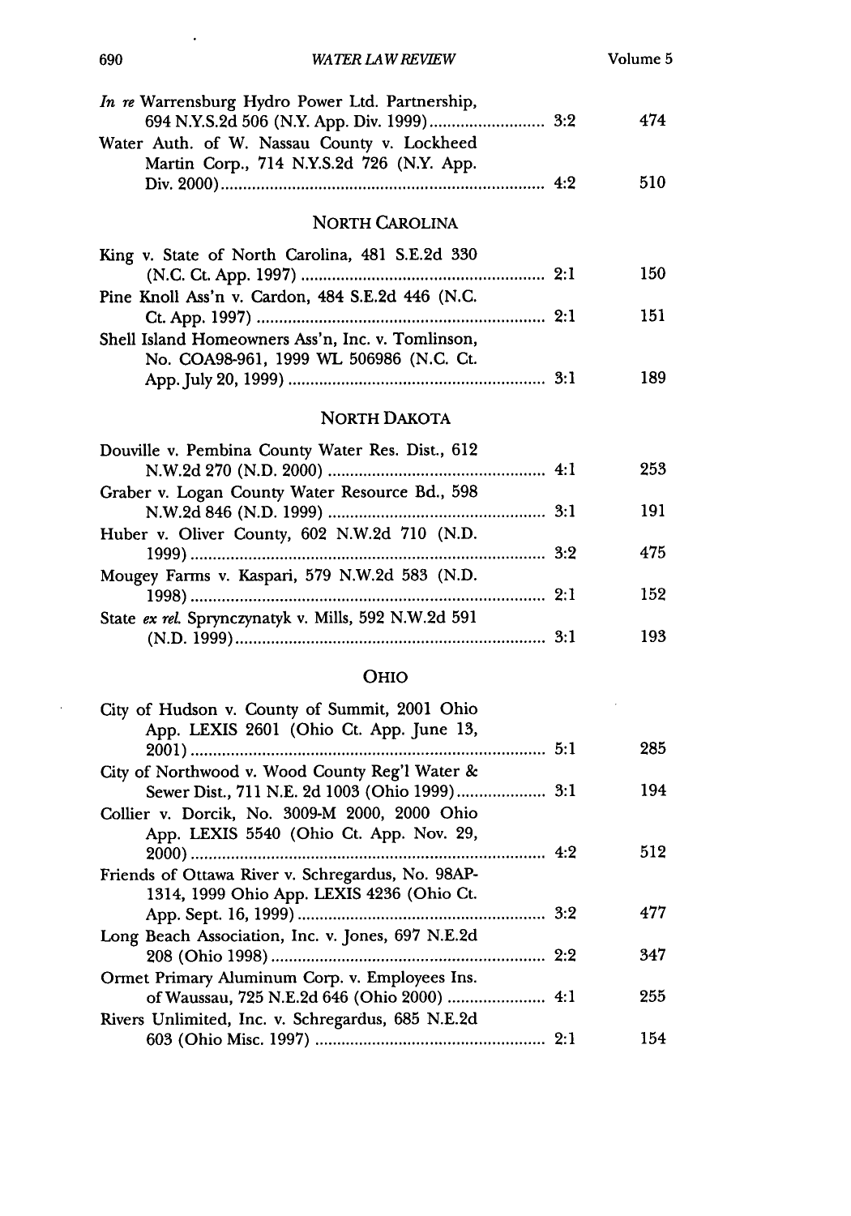*In re* Warrensburg Hydro Power Ltd. Partnership, 694 N.Y.S.2d 506 (N.Y. App. Div. 1999) ........ 3:2 474

Water Auth. of W. Nassau County v. Lockheed Martin Corp., 714 N.Y.S.2d 726 (N.Y. App. Div. 2000) ........ 4:2 510

## NORTH CAROLINA

King v. State of North Carolina, 481 S.E.2d 330 (N.C. Ct. App. 1997) ........ 2:1 150

Pine Knoll Ass'n v. Cardon, 484 S.E.2d 446 (N.C. Ct. App. 1997) ........ 2:1 151

Shell Island Homeowners Ass'n, Inc. v. Tomlinson, No. COA98-961, 1999 WL 506986 (N.C. Ct. App. July 20, 1999) ........ 3:1 189

## NORTH DAKOTA

Douville v. Pembina County Water Res. Dist., 612 N.W.2d 270 (N.D. 2000) ........ 4:1 253

Graber v. Logan County Water Resource Bd., 598 N.W.2d 846 (N.D. 1999) ........ 3:1 191

Huber v. Oliver County, 602 N.W.2d 710 (N.D. 1999) ........ 3:2 475

Mougey Farms v. Kaspari, 579 N.W.2d 583 (N.D. 1998) ........ 2:1 152

State *ex rel.* Sprynczynatyk v. Mills, 592 N.W.2d 591 (N.D. 1999) ........ 3:1 193

## OHIO

City of Hudson v. County of Summit, 2001 Ohio App. LEXIS 2601 (Ohio Ct. App. June 13, 2001) ........ 5:1 285

City of Northwood v. Wood County Reg'l Water & Sewer Dist., 711 N.E.2d 1003 (Ohio 1999) ........ 3:1 194

Collier v. Dorcik, No. 3009-M 2000, 2000 Ohio App. LEXIS 5540 (Ohio Ct. App. Nov. 29, 2000) ........ 4:2 512

Friends of Ottawa River v. Schregardus, No. 98AP-1314, 1999 Ohio App. LEXIS 4236 (Ohio Ct. App. Sept. 16, 1999) ........ 3:2 477

Long Beach Association, Inc. v. Jones, 697 N.E.2d 208 (Ohio 1998) ........ 2:2 347

Ormet Primary Aluminum Corp. v. Employees Ins. of Waussau, 725 N.E.2d 646 (Ohio 2000) ........ 4:1 255

Rivers Unlimited, Inc. v. Schregardus, 685 N.E.2d 603 (Ohio Misc. 1997) ........ 2:1 154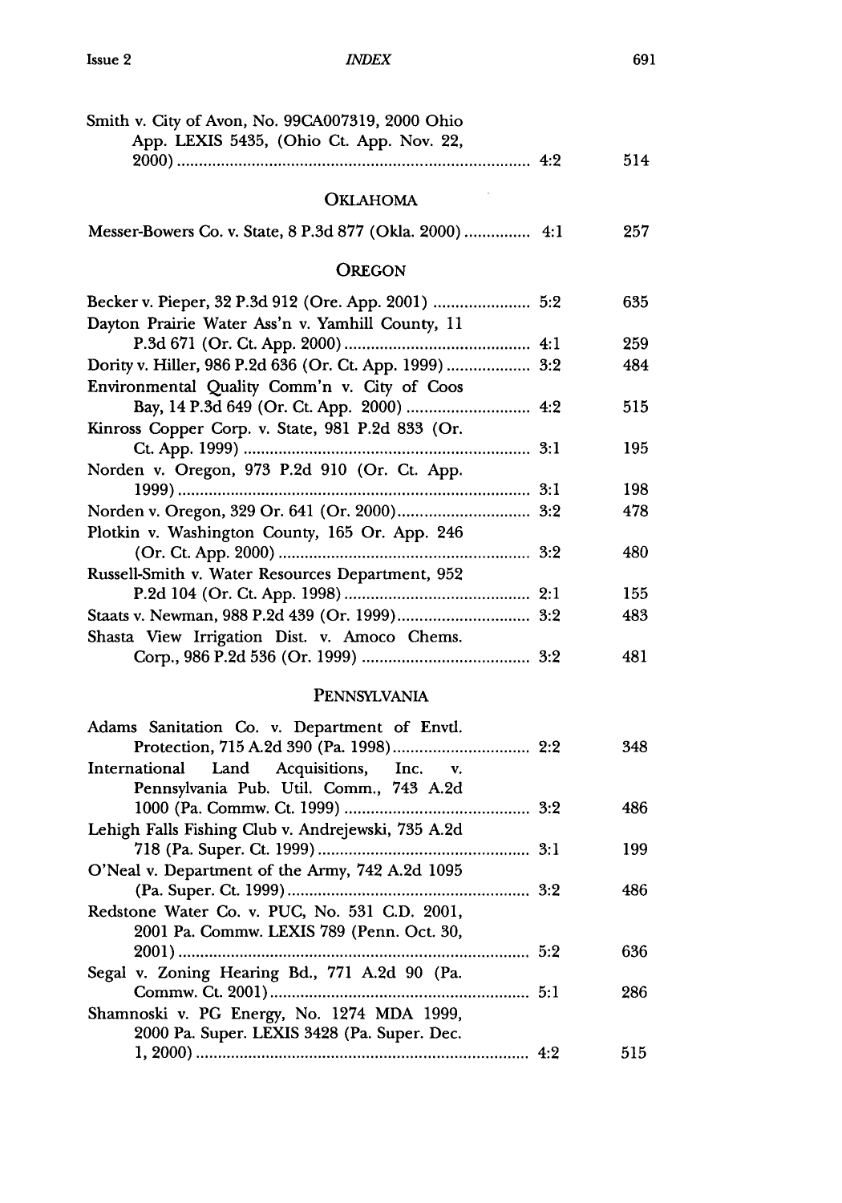Smith v. City of Avon, No. 99CA007319, 2000 Ohio App. LEXIS 5435, (Ohio Ct. App. Nov. 22, 2000) ........ 4:2 514

## OKLAHOMA

Messer-Bowers Co. v. State, 8 P.3d 877 (Okla. 2000) ........ 4:1 257

## OREGON

Becker v. Pieper, 32 P.3d 912 (Ore. App. 2001) ........ 5:2 635

Dayton Prairie Water Ass'n v. Yamhill County, 11 P.3d 671 (Or. Ct. App. 2000) ........ 4:1 259

Dority v. Hiller, 986 P.2d 636 (Or. Ct. App. 1999) ........ 3:2 484

Environmental Quality Comm'n v. City of Coos Bay, 14 P.3d 649 (Or. Ct. App. 2000) ........ 4:2 515

Kinross Copper Corp. v. State, 981 P.2d 833 (Or. Ct. App. 1999) ........ 3:1 195

Norden v. Oregon, 973 P.2d 910 (Or. Ct. App. 1999) ........ 3:1 198

Norden v. Oregon, 329 Or. 641 (Or. 2000) ........ 3:2 478

Plotkin v. Washington County, 165 Or. App. 246 (Or. Ct. App. 2000) ........ 3:2 480

Russell-Smith v. Water Resources Department, 952 P.2d 104 (Or. Ct. App. 1998) ........ 2:1 155

Staats v. Newman, 988 P.2d 439 (Or. 1999) ........ 3:2 483

Shasta View Irrigation Dist. v. Amoco Chems. Corp., 986 P.2d 536 (Or. 1999) ........ 3:2 481

## PENNSYLVANIA

Adams Sanitation Co. v. Department of Envtl. Protection, 715 A.2d 390 (Pa. 1998) ........ 2:2 348

International Land Acquisitions, Inc. v. Pennsylvania Pub. Util. Comm., 743 A.2d 1000 (Pa. Commw. Ct. 1999) ........ 3:2 486

Lehigh Falls Fishing Club v. Andrejewski, 735 A.2d 718 (Pa. Super. Ct. 1999) ........ 3:1 199

O'Neal v. Department of the Army, 742 A.2d 1095 (Pa. Super. Ct. 1999) ........ 3:2 486

Redstone Water Co. v. PUC, No. 531 C.D. 2001, 2001 Pa. Commw. LEXIS 789 (Penn. Oct. 30, 2001) ........ 5:2 636

Segal v. Zoning Hearing Bd., 771 A.2d 90 (Pa. Commw. Ct. 2001) ........ 5:1 286

Shamnoski v. PG Energy, No. 1274 MDA 1999, 2000 Pa. Super. LEXIS 3428 (Pa. Super. Dec. 1, 2000) ........ 4:2 515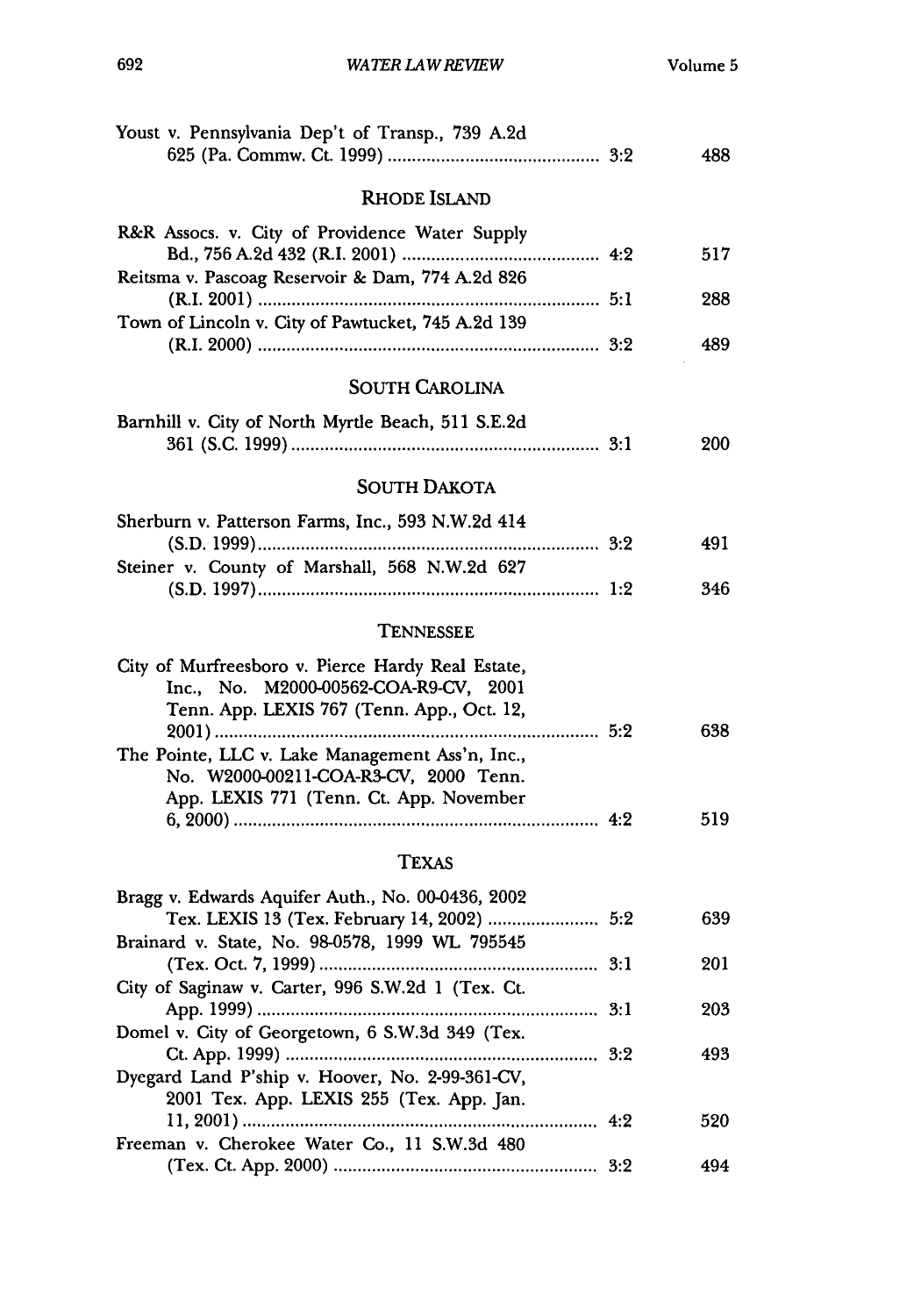Youst v. Pennsylvania Dep't of Transp., 739 A.2d 625 (Pa. Commw. Ct. 1999) ........ 3:2 488

### RHODE ISLAND

R&R Assocs. v. City of Providence Water Supply Bd., 756 A.2d 432 (R.I. 2001) ........ 4:2 517

Reitsma v. Pascoag Reservoir & Dam, 774 A.2d 826 (R.I. 2001) ........ 5:1 288

Town of Lincoln v. City of Pawtucket, 745 A.2d 139 (R.I. 2000) ........ 3:2 489

### SOUTH CAROLINA

Barnhill v. City of North Myrtle Beach, 511 S.E.2d 361 (S.C. 1999) ........ 3:1 200

### SOUTH DAKOTA

Sherburn v. Patterson Farms, Inc., 593 N.W.2d 414 (S.D. 1999) ........ 3:2 491

Steiner v. County of Marshall, 568 N.W.2d 627 (S.D. 1997) ........ 1:2 346

### TENNESSEE

City of Murfreesboro v. Pierce Hardy Real Estate, Inc., No. M2000-00562-COA-R9-CV, 2001 Tenn. App. LEXIS 767 (Tenn. App., Oct. 12, 2001) ........ 5:2 638

The Pointe, LLC v. Lake Management Ass'n, Inc., No. W2000-00211-COA-R3-CV, 2000 Tenn. App. LEXIS 771 (Tenn. Ct. App. November 6, 2000) ........ 4:2 519

### TEXAS

Bragg v. Edwards Aquifer Auth., No. 00-0436, 2002 Tex. LEXIS 13 (Tex. February 14, 2002) ........ 5:2 639

Brainard v. State, No. 98-0578, 1999 WL 795545 (Tex. Oct. 7, 1999) ........ 3:1 201

City of Saginaw v. Carter, 996 S.W.2d 1 (Tex. Ct. App. 1999) ........ 3:1 203

Domel v. City of Georgetown, 6 S.W.3d 349 (Tex. Ct. App. 1999) ........ 3:2 493

Dyegard Land P'ship v. Hoover, No. 2-99-361-CV, 2001 Tex. App. LEXIS 255 (Tex. App. Jan. 11, 2001) ........ 4:2 520

Freeman v. Cherokee Water Co., 11 S.W.3d 480 (Tex. Ct. App. 2000) ........ 3:2 494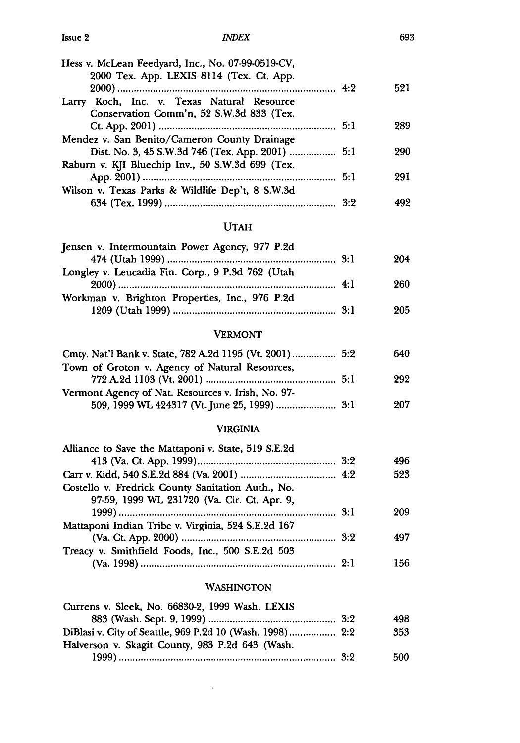| Case | Issue | Page |
|---|---|---|
| Hess v. McLean Feedyard, Inc., No. 07-99-0519-CV, 2000 Tex. App. LEXIS 8114 (Tex. Ct. App. 2000) | 4:2 | 521 |
| Larry Koch, Inc. v. Texas Natural Resource Conservation Comm'n, 52 S.W.3d 833 (Tex. Ct. App. 2001) | 5:1 | 289 |
| Mendez v. San Benito/Cameron County Drainage Dist. No. 3, 45 S.W.3d 746 (Tex. App. 2001) | 5:1 | 290 |
| Raburn v. KJI Bluechip Inv., 50 S.W.3d 699 (Tex. App. 2001) | 5:1 | 291 |
| Wilson v. Texas Parks & Wildlife Dep't, 8 S.W.3d 634 (Tex. 1999) | 3:2 | 492 |

## UTAH

| Case | Issue | Page |
|---|---|---|
| Jensen v. Intermountain Power Agency, 977 P.2d 474 (Utah 1999) | 3:1 | 204 |
| Longley v. Leucadia Fin. Corp., 9 P.3d 762 (Utah 2000) | 4:1 | 260 |
| Workman v. Brighton Properties, Inc., 976 P.2d 1209 (Utah 1999) | 3:1 | 205 |

## VERMONT

| Case | Issue | Page |
|---|---|---|
| Cmty. Nat'l Bank v. State, 782 A.2d 1195 (Vt. 2001) | 5:2 | 640 |
| Town of Groton v. Agency of Natural Resources, 772 A.2d 1103 (Vt. 2001) | 5:1 | 292 |
| Vermont Agency of Nat. Resources v. Irish, No. 97-509, 1999 WL 424317 (Vt. June 25, 1999) | 3:1 | 207 |

## VIRGINIA

| Case | Issue | Page |
|---|---|---|
| Alliance to Save the Mattaponi v. State, 519 S.E.2d 413 (Va. Ct. App. 1999) | 3:2 | 496 |
| Carr v. Kidd, 540 S.E.2d 884 (Va. 2001) | 4:2 | 523 |
| Costello v. Fredrick County Sanitation Auth., No. 97-59, 1999 WL 231720 (Va. Cir. Ct. Apr. 9, 1999) | 3:1 | 209 |
| Mattaponi Indian Tribe v. Virginia, 524 S.E.2d 167 (Va. Ct. App. 2000) | 3:2 | 497 |
| Treacy v. Smithfield Foods, Inc., 500 S.E.2d 503 (Va. 1998) | 2:1 | 156 |

## WASHINGTON

| Case | Issue | Page |
|---|---|---|
| Currens v. Sleek, No. 66830-2, 1999 Wash. LEXIS 883 (Wash. Sept. 9, 1999) | 3:2 | 498 |
| DiBlasi v. City of Seattle, 969 P.2d 10 (Wash. 1998) | 2:2 | 353 |
| Halverson v. Skagit County, 983 P.2d 643 (Wash. 1999) | 3:2 | 500 |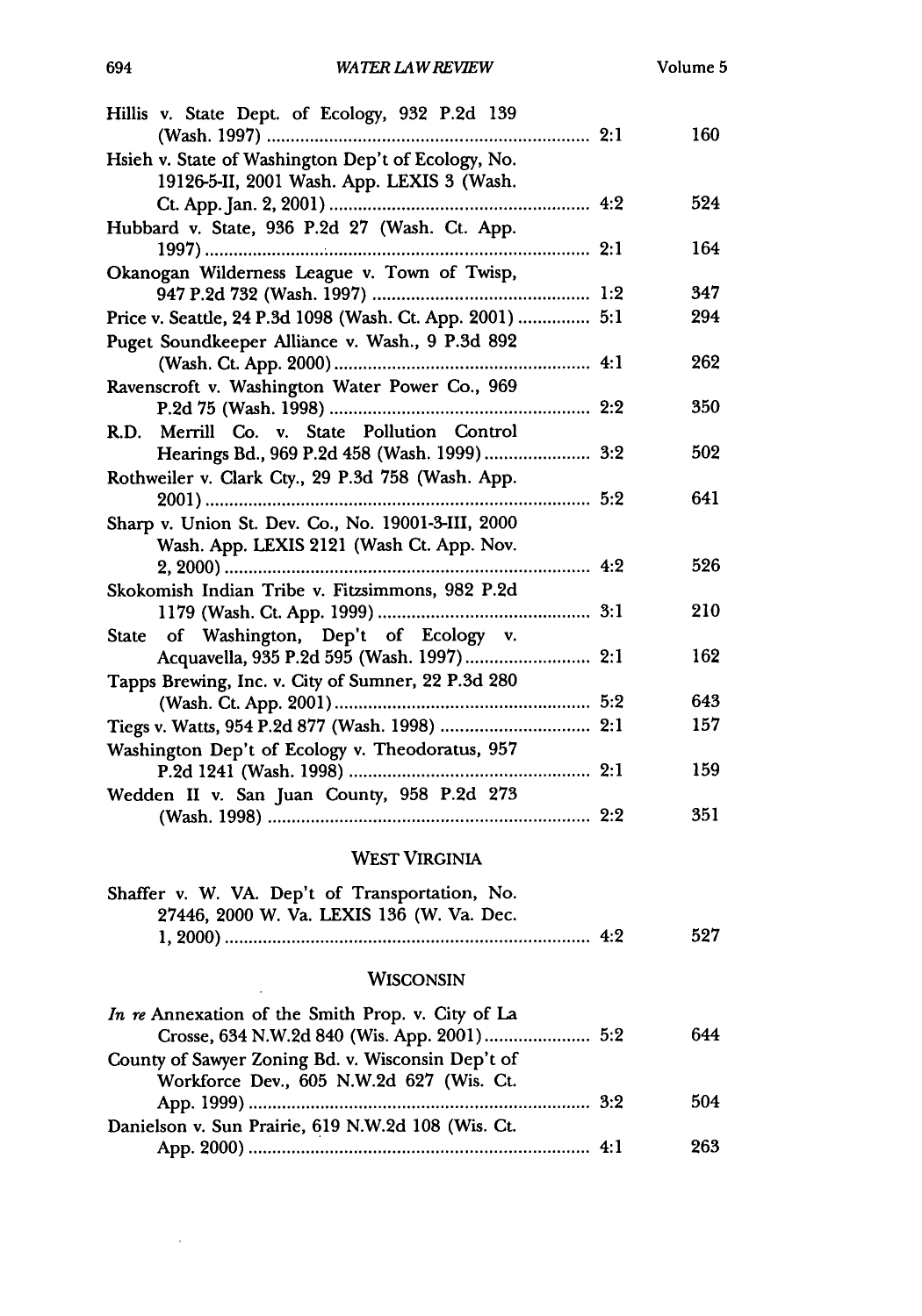| | | |
|---|---|---|
| Hillis v. State Dept. of Ecology, 932 P.2d 139 (Wash. 1997) | 2:1 | 160 |
| Hsieh v. State of Washington Dep't of Ecology, No. 19126-5-II, 2001 Wash. App. LEXIS 3 (Wash. Ct. App. Jan. 2, 2001) | 4:2 | 524 |
| Hubbard v. State, 936 P.2d 27 (Wash. Ct. App. 1997) | 2:1 | 164 |
| Okanogan Wilderness League v. Town of Twisp, 947 P.2d 732 (Wash. 1997) | 1:2 | 347 |
| Price v. Seattle, 24 P.3d 1098 (Wash. Ct. App. 2001) | 5:1 | 294 |
| Puget Soundkeeper Alliance v. Wash., 9 P.3d 892 (Wash. Ct. App. 2000) | 4:1 | 262 |
| Ravenscroft v. Washington Water Power Co., 969 P.2d 75 (Wash. 1998) | 2:2 | 350 |
| R.D. Merrill Co. v. State Pollution Control Hearings Bd., 969 P.2d 458 (Wash. 1999) | 3:2 | 502 |
| Rothweiler v. Clark Cty., 29 P.3d 758 (Wash. App. 2001) | 5:2 | 641 |
| Sharp v. Union St. Dev. Co., No. 19001-3-III, 2000 Wash. App. LEXIS 2121 (Wash Ct. App. Nov. 2, 2000) | 4:2 | 526 |
| Skokomish Indian Tribe v. Fitzsimmons, 982 P.2d 1179 (Wash. Ct. App. 1999) | 3:1 | 210 |
| State of Washington, Dep't of Ecology v. Acquavella, 935 P.2d 595 (Wash. 1997) | 2:1 | 162 |
| Tapps Brewing, Inc. v. City of Sumner, 22 P.3d 280 (Wash. Ct. App. 2001) | 5:2 | 643 |
| Tiegs v. Watts, 954 P.2d 877 (Wash. 1998) | 2:1 | 157 |
| Washington Dep't of Ecology v. Theodoratus, 957 P.2d 1241 (Wash. 1998) | 2:1 | 159 |
| Wedden II v. San Juan County, 958 P.2d 273 (Wash. 1998) | 2:2 | 351 |

## WEST VIRGINIA

| | | |
|---|---|---|
| Shaffer v. W. VA. Dep't of Transportation, No. 27446, 2000 W. Va. LEXIS 136 (W. Va. Dec. 1, 2000) | 4:2 | 527 |

## WISCONSIN

| | | |
|---|---|---|
| *In re* Annexation of the Smith Prop. v. City of La Crosse, 634 N.W.2d 840 (Wis. App. 2001) | 5:2 | 644 |
| County of Sawyer Zoning Bd. v. Wisconsin Dep't of Workforce Dev., 605 N.W.2d 627 (Wis. Ct. App. 1999) | 3:2 | 504 |
| Danielson v. Sun Prairie, 619 N.W.2d 108 (Wis. Ct. App. 2000) | 4:1 | 263 |